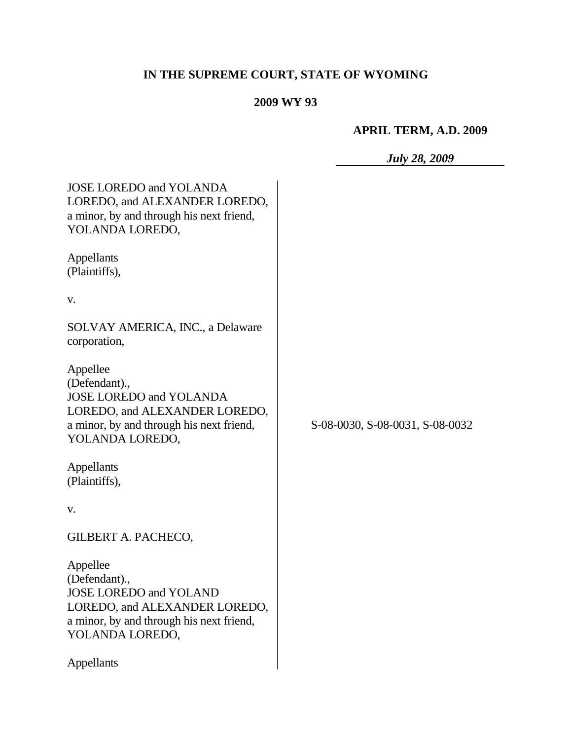**IN THE SUPREME COURT, STATE OF WYOMING**

**2009 WY 93**

**APRIL TERM, A.D. 2009**

***July 28, 2009***

JOSE LOREDO and YOLANDA LOREDO, and ALEXANDER LOREDO, a minor, by and through his next friend, YOLANDA LOREDO,

Appellants (Plaintiffs),

v.

SOLVAY AMERICA, INC., a Delaware corporation,

Appellee (Defendant).,

JOSE LOREDO and YOLANDA LOREDO, and ALEXANDER LOREDO, a minor, by and through his next friend, YOLANDA LOREDO,

Appellants (Plaintiffs),

v.

GILBERT A. PACHECO,

Appellee (Defendant).,

JOSE LOREDO and YOLAND LOREDO, and ALEXANDER LOREDO, a minor, by and through his next friend, YOLANDA LOREDO,

Appellants

S-08-0030, S-08-0031, S-08-0032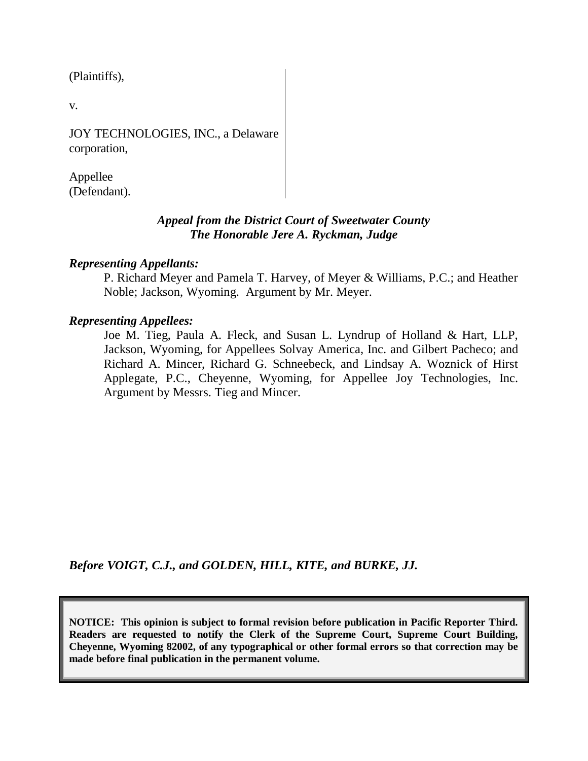(Plaintiffs),

v.

JOY TECHNOLOGIES, INC., a Delaware corporation,

Appellee
(Defendant).

***Appeal from the District Court of Sweetwater County***
***The Honorable Jere A. Ryckman, Judge***

***Representing Appellants:***

P. Richard Meyer and Pamela T. Harvey, of Meyer & Williams, P.C.; and Heather Noble; Jackson, Wyoming. Argument by Mr. Meyer.

***Representing Appellees:***

Joe M. Tieg, Paula A. Fleck, and Susan L. Lyndrup of Holland & Hart, LLP, Jackson, Wyoming, for Appellees Solvay America, Inc. and Gilbert Pacheco; and Richard A. Mincer, Richard G. Schneebeck, and Lindsay A. Woznick of Hirst Applegate, P.C., Cheyenne, Wyoming, for Appellee Joy Technologies, Inc. Argument by Messrs. Tieg and Mincer.

***Before VOIGT, C.J., and GOLDEN, HILL, KITE, and BURKE, JJ.***

**NOTICE: This opinion is subject to formal revision before publication in Pacific Reporter Third. Readers are requested to notify the Clerk of the Supreme Court, Supreme Court Building, Cheyenne, Wyoming 82002, of any typographical or other formal errors so that correction may be made before final publication in the permanent volume.**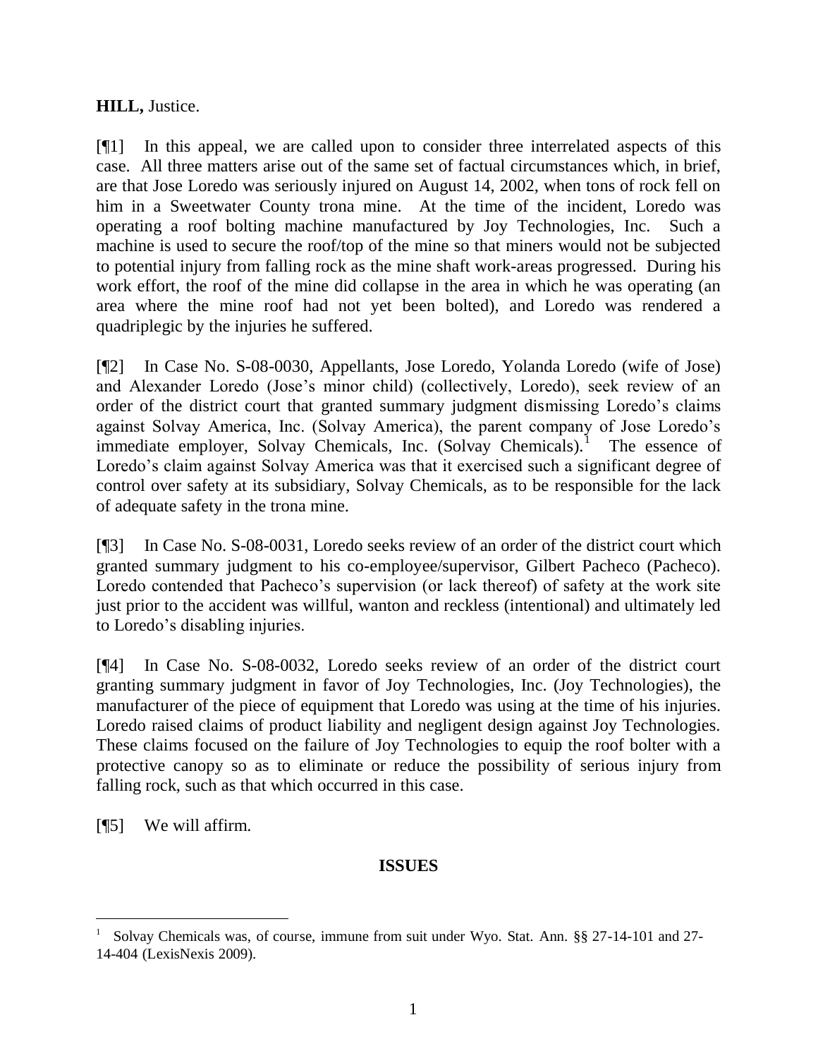**HILL,** Justice.

[¶1] In this appeal, we are called upon to consider three interrelated aspects of this case. All three matters arise out of the same set of factual circumstances which, in brief, are that Jose Loredo was seriously injured on August 14, 2002, when tons of rock fell on him in a Sweetwater County trona mine. At the time of the incident, Loredo was operating a roof bolting machine manufactured by Joy Technologies, Inc. Such a machine is used to secure the roof/top of the mine so that miners would not be subjected to potential injury from falling rock as the mine shaft work-areas progressed. During his work effort, the roof of the mine did collapse in the area in which he was operating (an area where the mine roof had not yet been bolted), and Loredo was rendered a quadriplegic by the injuries he suffered.

[¶2] In Case No. S-08-0030, Appellants, Jose Loredo, Yolanda Loredo (wife of Jose) and Alexander Loredo (Jose's minor child) (collectively, Loredo), seek review of an order of the district court that granted summary judgment dismissing Loredo's claims against Solvay America, Inc. (Solvay America), the parent company of Jose Loredo's immediate employer, Solvay Chemicals, Inc. (Solvay Chemicals).[1] The essence of Loredo's claim against Solvay America was that it exercised such a significant degree of control over safety at its subsidiary, Solvay Chemicals, as to be responsible for the lack of adequate safety in the trona mine.

[¶3] In Case No. S-08-0031, Loredo seeks review of an order of the district court which granted summary judgment to his co-employee/supervisor, Gilbert Pacheco (Pacheco). Loredo contended that Pacheco's supervision (or lack thereof) of safety at the work site just prior to the accident was willful, wanton and reckless (intentional) and ultimately led to Loredo's disabling injuries.

[¶4] In Case No. S-08-0032, Loredo seeks review of an order of the district court granting summary judgment in favor of Joy Technologies, Inc. (Joy Technologies), the manufacturer of the piece of equipment that Loredo was using at the time of his injuries. Loredo raised claims of product liability and negligent design against Joy Technologies. These claims focused on the failure of Joy Technologies to equip the roof bolter with a protective canopy so as to eliminate or reduce the possibility of serious injury from falling rock, such as that which occurred in this case.

[¶5] We will affirm.

## ISSUES

---

[1] Solvay Chemicals was, of course, immune from suit under Wyo. Stat. Ann. §§ 27-14-101 and 27-14-404 (LexisNexis 2009).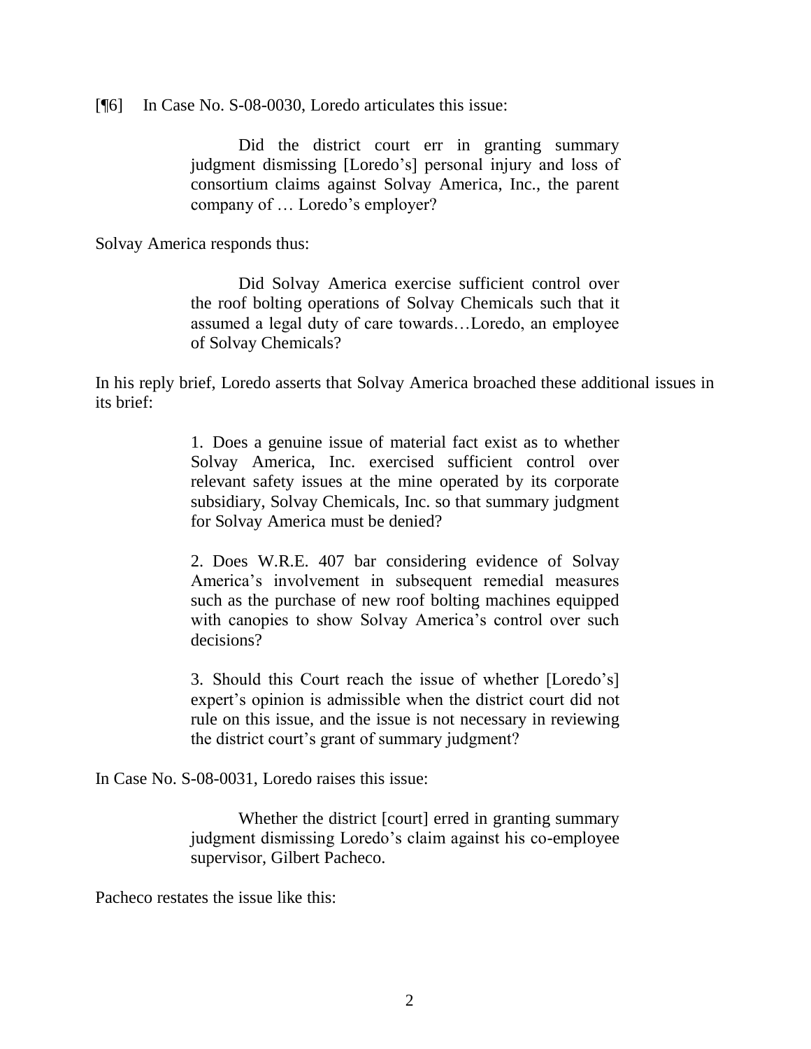[¶6] In Case No. S-08-0030, Loredo articulates this issue:

> Did the district court err in granting summary judgment dismissing [Loredo's] personal injury and loss of consortium claims against Solvay America, Inc., the parent company of … Loredo's employer?

Solvay America responds thus:

> Did Solvay America exercise sufficient control over the roof bolting operations of Solvay Chemicals such that it assumed a legal duty of care towards…Loredo, an employee of Solvay Chemicals?

In his reply brief, Loredo asserts that Solvay America broached these additional issues in its brief:

> 1. Does a genuine issue of material fact exist as to whether Solvay America, Inc. exercised sufficient control over relevant safety issues at the mine operated by its corporate subsidiary, Solvay Chemicals, Inc. so that summary judgment for Solvay America must be denied?
>
> 2. Does W.R.E. 407 bar considering evidence of Solvay America's involvement in subsequent remedial measures such as the purchase of new roof bolting machines equipped with canopies to show Solvay America's control over such decisions?
>
> 3. Should this Court reach the issue of whether [Loredo's] expert's opinion is admissible when the district court did not rule on this issue, and the issue is not necessary in reviewing the district court's grant of summary judgment?

In Case No. S-08-0031, Loredo raises this issue:

> Whether the district [court] erred in granting summary judgment dismissing Loredo's claim against his co-employee supervisor, Gilbert Pacheco.

Pacheco restates the issue like this: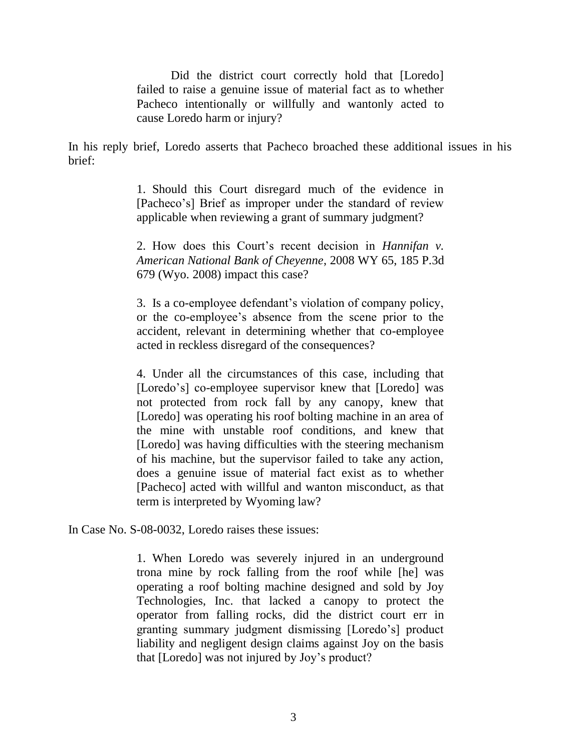> Did the district court correctly hold that [Loredo] failed to raise a genuine issue of material fact as to whether Pacheco intentionally or willfully and wantonly acted to cause Loredo harm or injury?

In his reply brief, Loredo asserts that Pacheco broached these additional issues in his brief:

> 1. Should this Court disregard much of the evidence in [Pacheco's] Brief as improper under the standard of review applicable when reviewing a grant of summary judgment?
>
> 2. How does this Court's recent decision in *Hannifan v. American National Bank of Cheyenne*, 2008 WY 65, 185 P.3d 679 (Wyo. 2008) impact this case?
>
> 3. Is a co-employee defendant's violation of company policy, or the co-employee's absence from the scene prior to the accident, relevant in determining whether that co-employee acted in reckless disregard of the consequences?
>
> 4. Under all the circumstances of this case, including that [Loredo's] co-employee supervisor knew that [Loredo] was not protected from rock fall by any canopy, knew that [Loredo] was operating his roof bolting machine in an area of the mine with unstable roof conditions, and knew that [Loredo] was having difficulties with the steering mechanism of his machine, but the supervisor failed to take any action, does a genuine issue of material fact exist as to whether [Pacheco] acted with willful and wanton misconduct, as that term is interpreted by Wyoming law?

In Case No. S-08-0032, Loredo raises these issues:

> 1. When Loredo was severely injured in an underground trona mine by rock falling from the roof while [he] was operating a roof bolting machine designed and sold by Joy Technologies, Inc. that lacked a canopy to protect the operator from falling rocks, did the district court err in granting summary judgment dismissing [Loredo's] product liability and negligent design claims against Joy on the basis that [Loredo] was not injured by Joy's product?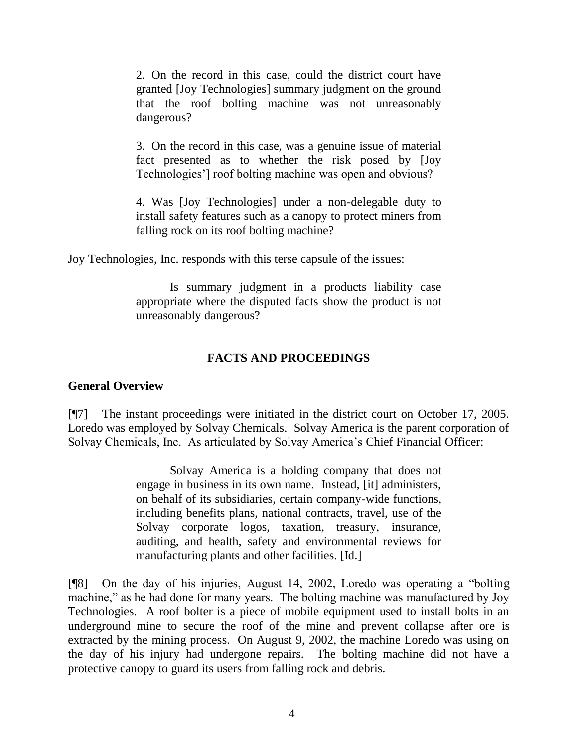> 2. On the record in this case, could the district court have granted [Joy Technologies] summary judgment on the ground that the roof bolting machine was not unreasonably dangerous?
>
> 3. On the record in this case, was a genuine issue of material fact presented as to whether the risk posed by [Joy Technologies'] roof bolting machine was open and obvious?
>
> 4. Was [Joy Technologies] under a non-delegable duty to install safety features such as a canopy to protect miners from falling rock on its roof bolting machine?

Joy Technologies, Inc. responds with this terse capsule of the issues:

> Is summary judgment in a products liability case appropriate where the disputed facts show the product is not unreasonably dangerous?

## FACTS AND PROCEEDINGS

### General Overview

[¶7] The instant proceedings were initiated in the district court on October 17, 2005. Loredo was employed by Solvay Chemicals. Solvay America is the parent corporation of Solvay Chemicals, Inc. As articulated by Solvay America's Chief Financial Officer:

> Solvay America is a holding company that does not engage in business in its own name. Instead, [it] administers, on behalf of its subsidiaries, certain company-wide functions, including benefits plans, national contracts, travel, use of the Solvay corporate logos, taxation, treasury, insurance, auditing, and health, safety and environmental reviews for manufacturing plants and other facilities. [Id.]

[¶8] On the day of his injuries, August 14, 2002, Loredo was operating a "bolting machine," as he had done for many years. The bolting machine was manufactured by Joy Technologies. A roof bolter is a piece of mobile equipment used to install bolts in an underground mine to secure the roof of the mine and prevent collapse after ore is extracted by the mining process. On August 9, 2002, the machine Loredo was using on the day of his injury had undergone repairs. The bolting machine did not have a protective canopy to guard its users from falling rock and debris.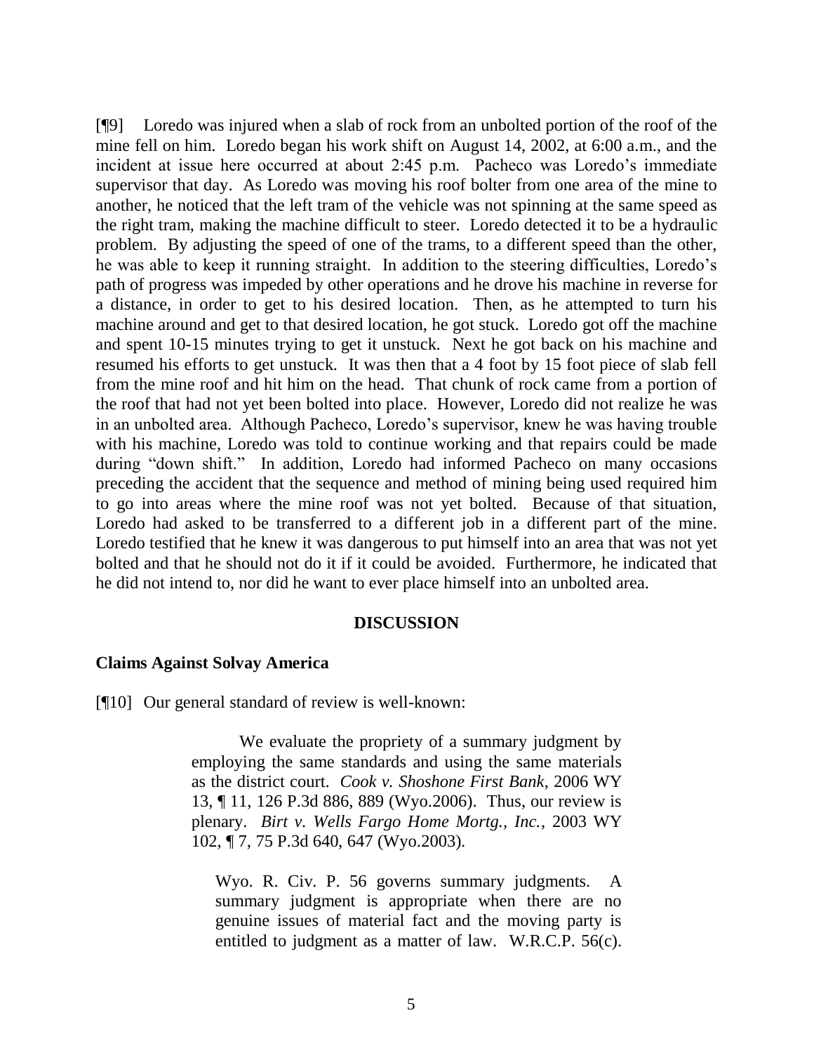[¶9] Loredo was injured when a slab of rock from an unbolted portion of the roof of the mine fell on him. Loredo began his work shift on August 14, 2002, at 6:00 a.m., and the incident at issue here occurred at about 2:45 p.m. Pacheco was Loredo's immediate supervisor that day. As Loredo was moving his roof bolter from one area of the mine to another, he noticed that the left tram of the vehicle was not spinning at the same speed as the right tram, making the machine difficult to steer. Loredo detected it to be a hydraulic problem. By adjusting the speed of one of the trams, to a different speed than the other, he was able to keep it running straight. In addition to the steering difficulties, Loredo's path of progress was impeded by other operations and he drove his machine in reverse for a distance, in order to get to his desired location. Then, as he attempted to turn his machine around and get to that desired location, he got stuck. Loredo got off the machine and spent 10-15 minutes trying to get it unstuck. Next he got back on his machine and resumed his efforts to get unstuck. It was then that a 4 foot by 15 foot piece of slab fell from the mine roof and hit him on the head. That chunk of rock came from a portion of the roof that had not yet been bolted into place. However, Loredo did not realize he was in an unbolted area. Although Pacheco, Loredo's supervisor, knew he was having trouble with his machine, Loredo was told to continue working and that repairs could be made during "down shift." In addition, Loredo had informed Pacheco on many occasions preceding the accident that the sequence and method of mining being used required him to go into areas where the mine roof was not yet bolted. Because of that situation, Loredo had asked to be transferred to a different job in a different part of the mine. Loredo testified that he knew it was dangerous to put himself into an area that was not yet bolted and that he should not do it if it could be avoided. Furthermore, he indicated that he did not intend to, nor did he want to ever place himself into an unbolted area.

## DISCUSSION

### Claims Against Solvay America

[¶10] Our general standard of review is well-known:

> We evaluate the propriety of a summary judgment by employing the same standards and using the same materials as the district court. *Cook v. Shoshone First Bank*, 2006 WY 13, ¶ 11, 126 P.3d 886, 889 (Wyo.2006). Thus, our review is plenary. *Birt v. Wells Fargo Home Mortg., Inc.*, 2003 WY 102, ¶ 7, 75 P.3d 640, 647 (Wyo.2003).
>
> Wyo. R. Civ. P. 56 governs summary judgments. A summary judgment is appropriate when there are no genuine issues of material fact and the moving party is entitled to judgment as a matter of law. W.R.C.P. 56(c).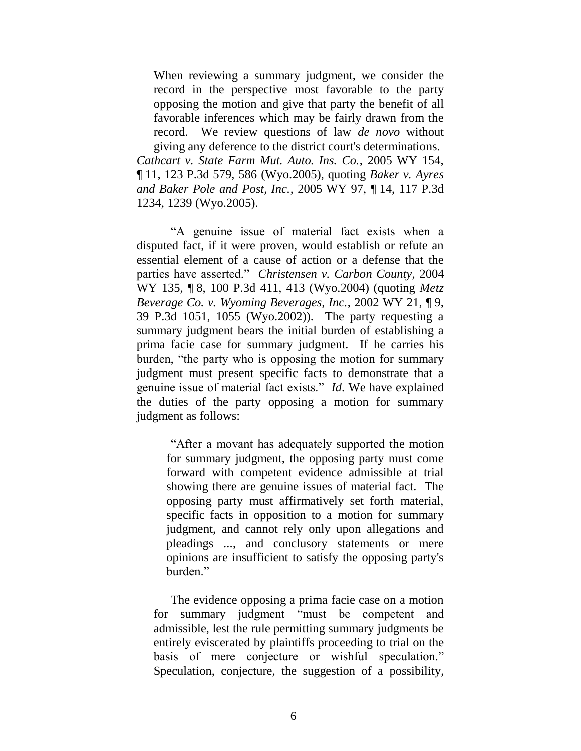> When reviewing a summary judgment, we consider the record in the perspective most favorable to the party opposing the motion and give that party the benefit of all favorable inferences which may be fairly drawn from the record. We review questions of law *de novo* without giving any deference to the district court's determinations.

*Cathcart v. State Farm Mut. Auto. Ins. Co.*, 2005 WY 154, ¶ 11, 123 P.3d 579, 586 (Wyo.2005), quoting *Baker v. Ayres and Baker Pole and Post, Inc.*, 2005 WY 97, ¶ 14, 117 P.3d 1234, 1239 (Wyo.2005).

"A genuine issue of material fact exists when a disputed fact, if it were proven, would establish or refute an essential element of a cause of action or a defense that the parties have asserted." *Christensen v. Carbon County*, 2004 WY 135, ¶ 8, 100 P.3d 411, 413 (Wyo.2004) (quoting *Metz Beverage Co. v. Wyoming Beverages, Inc.*, 2002 WY 21, ¶ 9, 39 P.3d 1051, 1055 (Wyo.2002)). The party requesting a summary judgment bears the initial burden of establishing a prima facie case for summary judgment. If he carries his burden, "the party who is opposing the motion for summary judgment must present specific facts to demonstrate that a genuine issue of material fact exists." *Id*. We have explained the duties of the party opposing a motion for summary judgment as follows:

> "After a movant has adequately supported the motion for summary judgment, the opposing party must come forward with competent evidence admissible at trial showing there are genuine issues of material fact. The opposing party must affirmatively set forth material, specific facts in opposition to a motion for summary judgment, and cannot rely only upon allegations and pleadings ..., and conclusory statements or mere opinions are insufficient to satisfy the opposing party's burden."
>
> The evidence opposing a prima facie case on a motion for summary judgment "must be competent and admissible, lest the rule permitting summary judgments be entirely eviscerated by plaintiffs proceeding to trial on the basis of mere conjecture or wishful speculation." Speculation, conjecture, the suggestion of a possibility,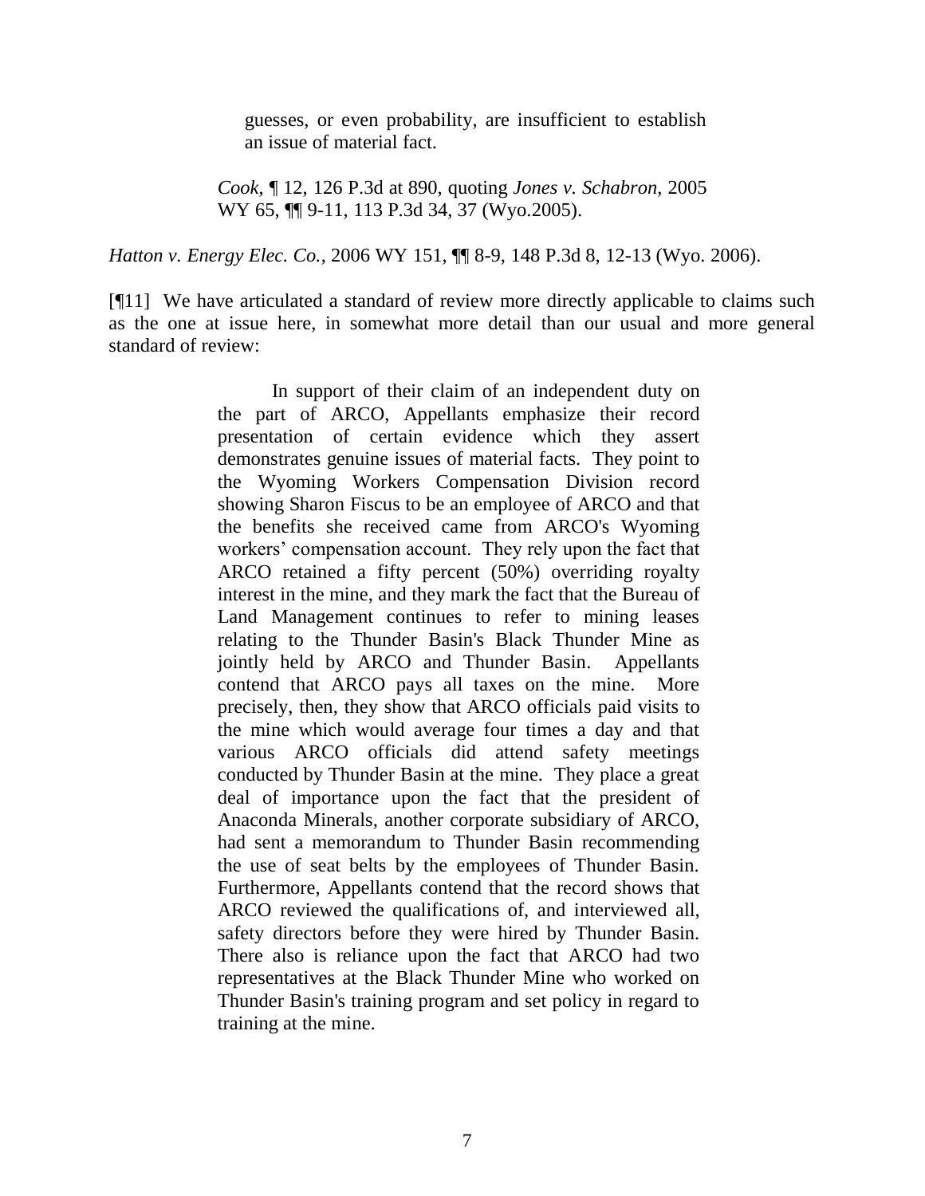> guesses, or even probability, are insufficient to establish an issue of material fact.
>
> *Cook*, ¶ 12, 126 P.3d at 890, quoting *Jones v. Schabron*, 2005 WY 65, ¶¶ 9-11, 113 P.3d 34, 37 (Wyo.2005).

*Hatton v. Energy Elec. Co.*, 2006 WY 151, ¶¶ 8-9, 148 P.3d 8, 12-13 (Wyo. 2006).

[¶11] We have articulated a standard of review more directly applicable to claims such as the one at issue here, in somewhat more detail than our usual and more general standard of review:

> In support of their claim of an independent duty on the part of ARCO, Appellants emphasize their record presentation of certain evidence which they assert demonstrates genuine issues of material facts. They point to the Wyoming Workers Compensation Division record showing Sharon Fiscus to be an employee of ARCO and that the benefits she received came from ARCO's Wyoming workers' compensation account. They rely upon the fact that ARCO retained a fifty percent (50%) overriding royalty interest in the mine, and they mark the fact that the Bureau of Land Management continues to refer to mining leases relating to the Thunder Basin's Black Thunder Mine as jointly held by ARCO and Thunder Basin. Appellants contend that ARCO pays all taxes on the mine. More precisely, then, they show that ARCO officials paid visits to the mine which would average four times a day and that various ARCO officials did attend safety meetings conducted by Thunder Basin at the mine. They place a great deal of importance upon the fact that the president of Anaconda Minerals, another corporate subsidiary of ARCO, had sent a memorandum to Thunder Basin recommending the use of seat belts by the employees of Thunder Basin. Furthermore, Appellants contend that the record shows that ARCO reviewed the qualifications of, and interviewed all, safety directors before they were hired by Thunder Basin. There also is reliance upon the fact that ARCO had two representatives at the Black Thunder Mine who worked on Thunder Basin's training program and set policy in regard to training at the mine.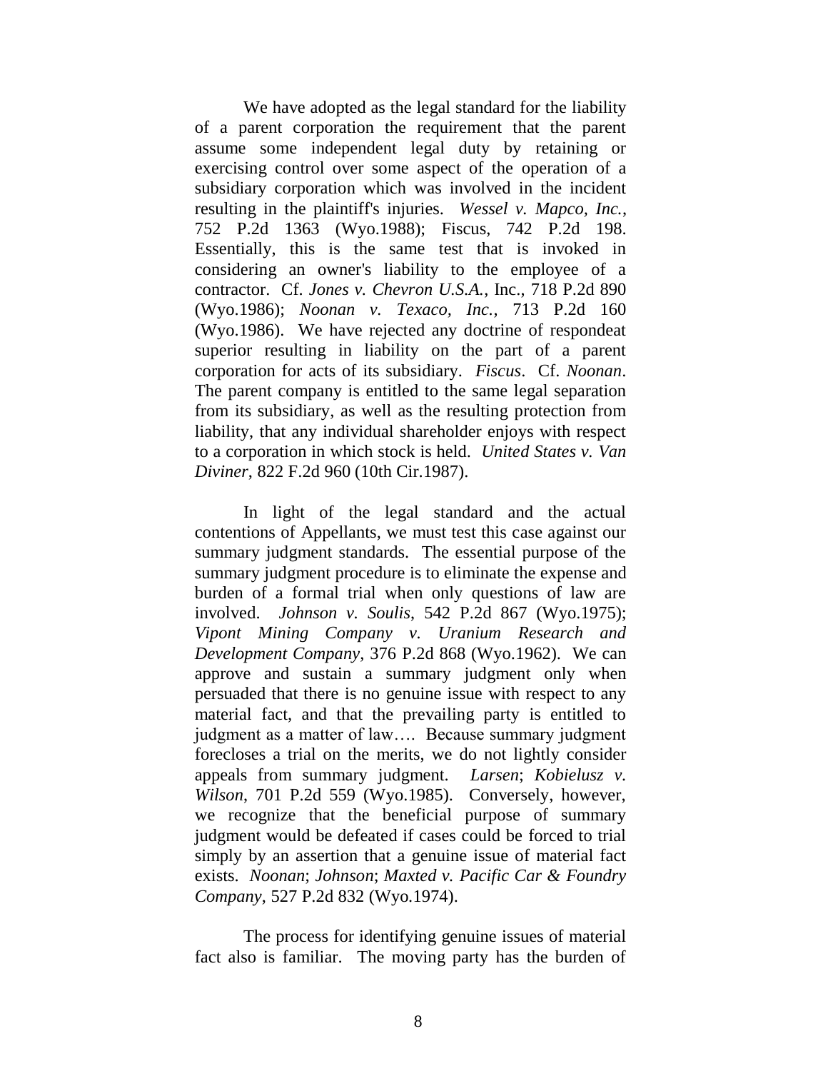We have adopted as the legal standard for the liability of a parent corporation the requirement that the parent assume some independent legal duty by retaining or exercising control over some aspect of the operation of a subsidiary corporation which was involved in the incident resulting in the plaintiff's injuries. *Wessel v. Mapco, Inc.*, 752 P.2d 1363 (Wyo.1988); Fiscus, 742 P.2d 198. Essentially, this is the same test that is invoked in considering an owner's liability to the employee of a contractor. Cf. *Jones v. Chevron U.S.A.*, Inc., 718 P.2d 890 (Wyo.1986); *Noonan v. Texaco, Inc.*, 713 P.2d 160 (Wyo.1986). We have rejected any doctrine of respondeat superior resulting in liability on the part of a parent corporation for acts of its subsidiary. *Fiscus*. Cf. *Noonan*. The parent company is entitled to the same legal separation from its subsidiary, as well as the resulting protection from liability, that any individual shareholder enjoys with respect to a corporation in which stock is held. *United States v. Van Diviner*, 822 F.2d 960 (10th Cir.1987).

In light of the legal standard and the actual contentions of Appellants, we must test this case against our summary judgment standards. The essential purpose of the summary judgment procedure is to eliminate the expense and burden of a formal trial when only questions of law are involved. *Johnson v. Soulis*, 542 P.2d 867 (Wyo.1975); *Vipont Mining Company v. Uranium Research and Development Company*, 376 P.2d 868 (Wyo.1962). We can approve and sustain a summary judgment only when persuaded that there is no genuine issue with respect to any material fact, and that the prevailing party is entitled to judgment as a matter of law…. Because summary judgment forecloses a trial on the merits, we do not lightly consider appeals from summary judgment. *Larsen*; *Kobielusz v. Wilson*, 701 P.2d 559 (Wyo.1985). Conversely, however, we recognize that the beneficial purpose of summary judgment would be defeated if cases could be forced to trial simply by an assertion that a genuine issue of material fact exists. *Noonan*; *Johnson*; *Maxted v. Pacific Car & Foundry Company*, 527 P.2d 832 (Wyo.1974).

The process for identifying genuine issues of material fact also is familiar. The moving party has the burden of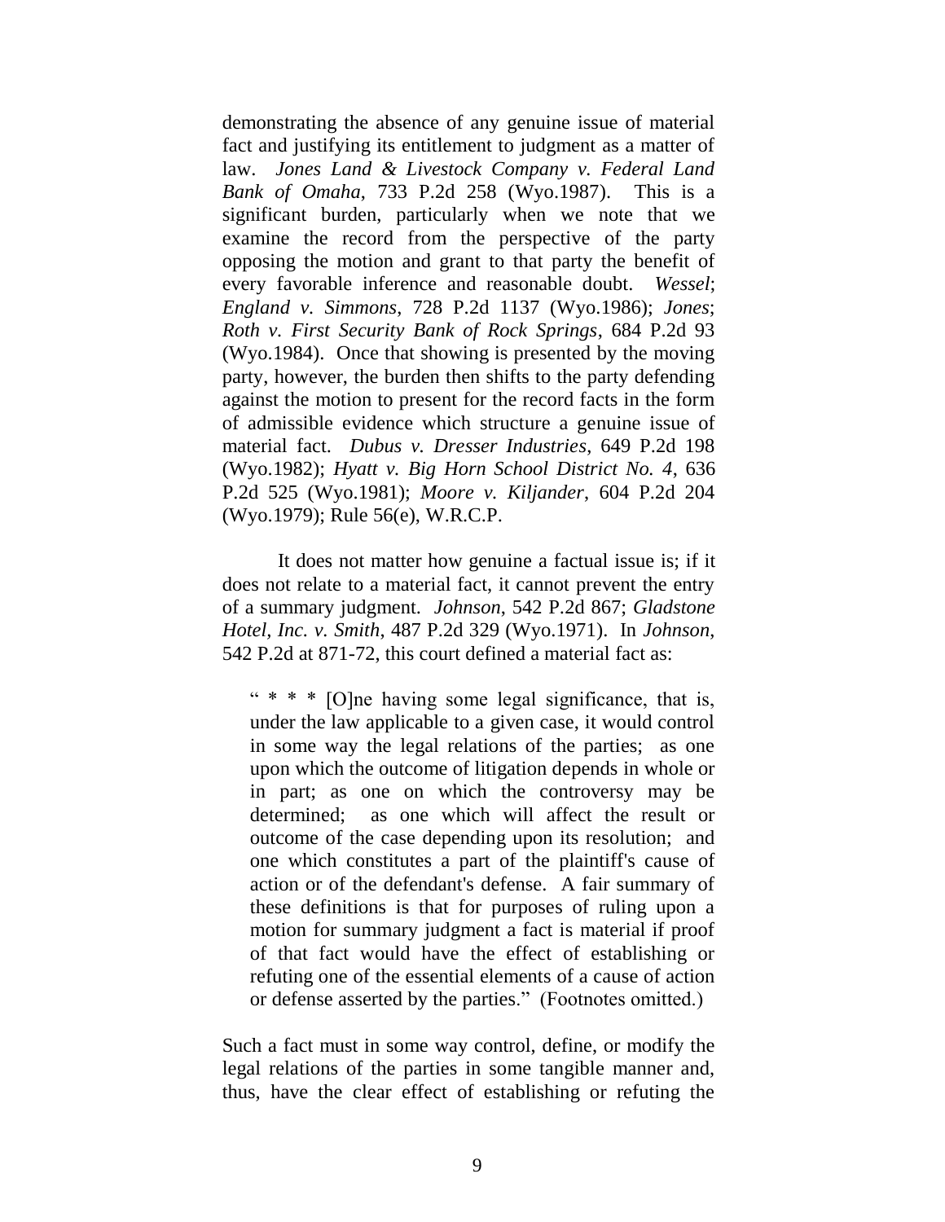demonstrating the absence of any genuine issue of material fact and justifying its entitlement to judgment as a matter of law. *Jones Land & Livestock Company v. Federal Land Bank of Omaha*, 733 P.2d 258 (Wyo.1987). This is a significant burden, particularly when we note that we examine the record from the perspective of the party opposing the motion and grant to that party the benefit of every favorable inference and reasonable doubt. *Wessel*; *England v. Simmons*, 728 P.2d 1137 (Wyo.1986); *Jones*; *Roth v. First Security Bank of Rock Springs*, 684 P.2d 93 (Wyo.1984). Once that showing is presented by the moving party, however, the burden then shifts to the party defending against the motion to present for the record facts in the form of admissible evidence which structure a genuine issue of material fact. *Dubus v. Dresser Industries*, 649 P.2d 198 (Wyo.1982); *Hyatt v. Big Horn School District No. 4*, 636 P.2d 525 (Wyo.1981); *Moore v. Kiljander*, 604 P.2d 204 (Wyo.1979); Rule 56(e), W.R.C.P.

It does not matter how genuine a factual issue is; if it does not relate to a material fact, it cannot prevent the entry of a summary judgment. *Johnson*, 542 P.2d 867; *Gladstone Hotel, Inc. v. Smith*, 487 P.2d 329 (Wyo.1971). In *Johnson*, 542 P.2d at 871-72, this court defined a material fact as:

> " * * * [O]ne having some legal significance, that is, under the law applicable to a given case, it would control in some way the legal relations of the parties; as one upon which the outcome of litigation depends in whole or in part; as one on which the controversy may be determined; as one which will affect the result or outcome of the case depending upon its resolution; and one which constitutes a part of the plaintiff's cause of action or of the defendant's defense. A fair summary of these definitions is that for purposes of ruling upon a motion for summary judgment a fact is material if proof of that fact would have the effect of establishing or refuting one of the essential elements of a cause of action or defense asserted by the parties." (Footnotes omitted.)

Such a fact must in some way control, define, or modify the legal relations of the parties in some tangible manner and, thus, have the clear effect of establishing or refuting the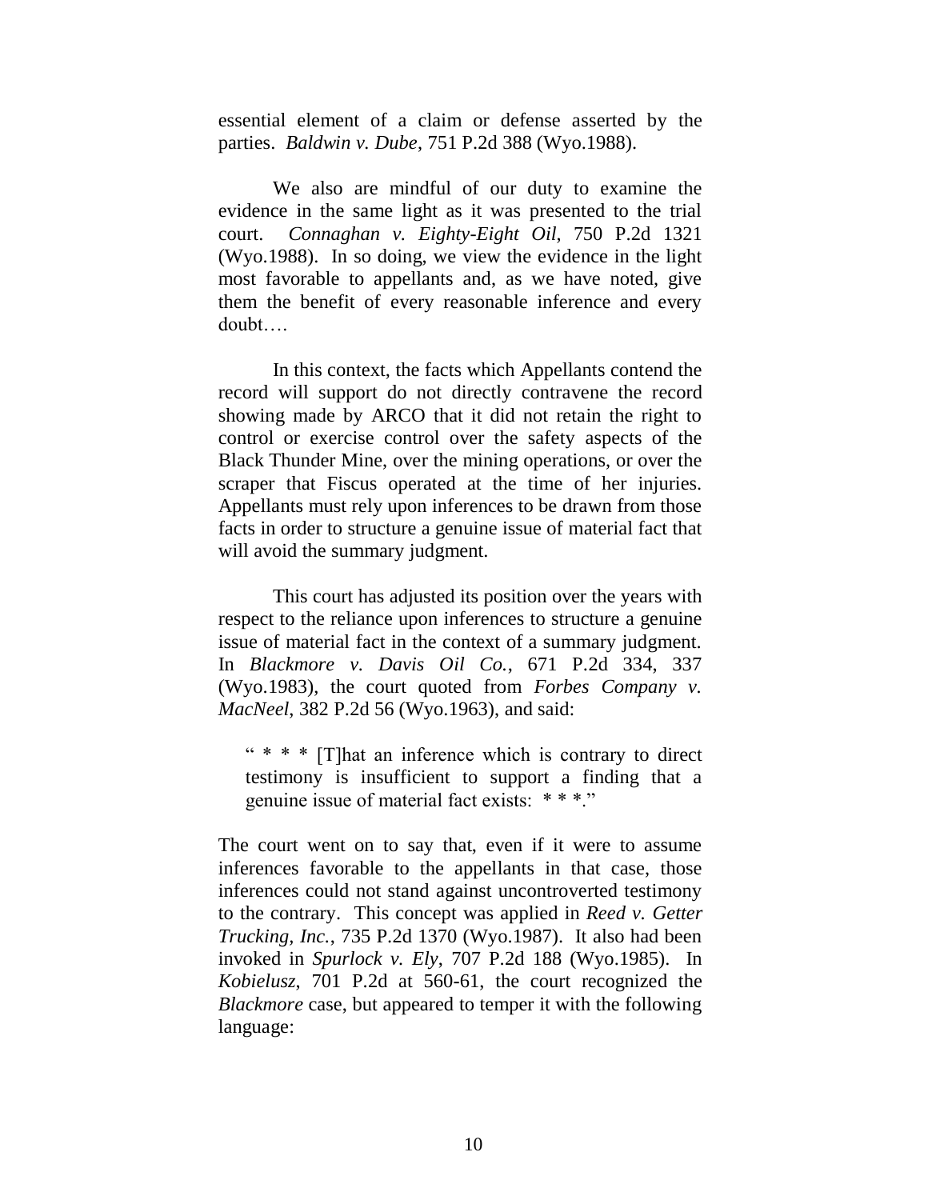essential element of a claim or defense asserted by the parties. *Baldwin v. Dube*, 751 P.2d 388 (Wyo.1988).

We also are mindful of our duty to examine the evidence in the same light as it was presented to the trial court. *Connaghan v. Eighty-Eight Oil*, 750 P.2d 1321 (Wyo.1988). In so doing, we view the evidence in the light most favorable to appellants and, as we have noted, give them the benefit of every reasonable inference and every doubt….

In this context, the facts which Appellants contend the record will support do not directly contravene the record showing made by ARCO that it did not retain the right to control or exercise control over the safety aspects of the Black Thunder Mine, over the mining operations, or over the scraper that Fiscus operated at the time of her injuries. Appellants must rely upon inferences to be drawn from those facts in order to structure a genuine issue of material fact that will avoid the summary judgment.

This court has adjusted its position over the years with respect to the reliance upon inferences to structure a genuine issue of material fact in the context of a summary judgment. In *Blackmore v. Davis Oil Co.*, 671 P.2d 334, 337 (Wyo.1983), the court quoted from *Forbes Company v. MacNeel*, 382 P.2d 56 (Wyo.1963), and said:

> " * * * [T]hat an inference which is contrary to direct testimony is insufficient to support a finding that a genuine issue of material fact exists: * * *."

The court went on to say that, even if it were to assume inferences favorable to the appellants in that case, those inferences could not stand against uncontroverted testimony to the contrary. This concept was applied in *Reed v. Getter Trucking, Inc.*, 735 P.2d 1370 (Wyo.1987). It also had been invoked in *Spurlock v. Ely*, 707 P.2d 188 (Wyo.1985). In *Kobielusz*, 701 P.2d at 560-61, the court recognized the *Blackmore* case, but appeared to temper it with the following language: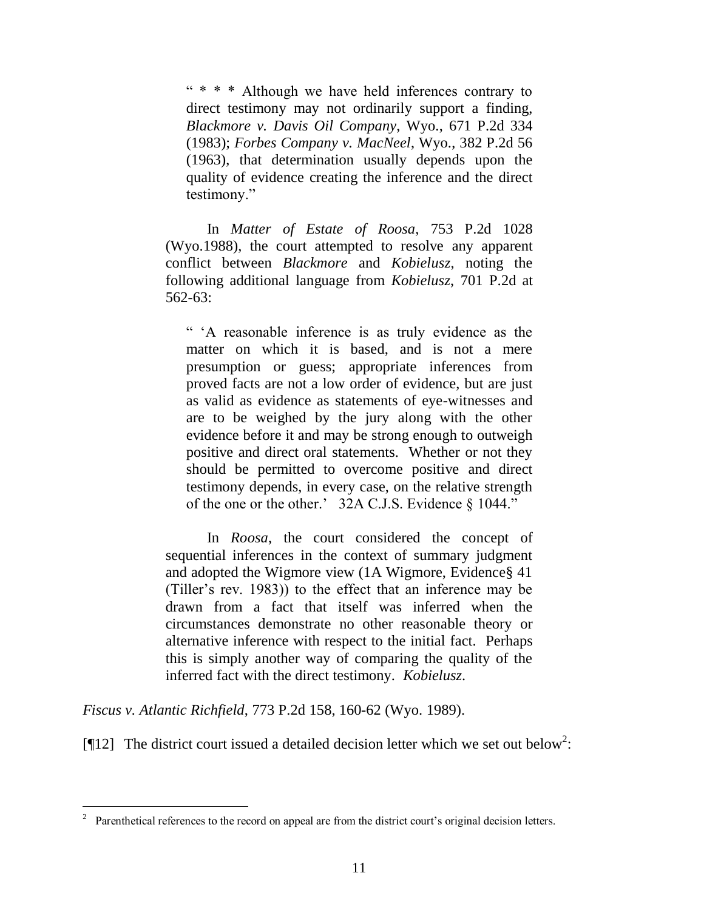> " * * * Although we have held inferences contrary to direct testimony may not ordinarily support a finding, *Blackmore v. Davis Oil Company*, Wyo., 671 P.2d 334 (1983); *Forbes Company v. MacNeel*, Wyo., 382 P.2d 56 (1963), that determination usually depends upon the quality of evidence creating the inference and the direct testimony."
>
> In *Matter of Estate of Roosa*, 753 P.2d 1028 (Wyo.1988), the court attempted to resolve any apparent conflict between *Blackmore* and *Kobielusz*, noting the following additional language from *Kobielusz*, 701 P.2d at 562-63:
>
> > " 'A reasonable inference is as truly evidence as the matter on which it is based, and is not a mere presumption or guess; appropriate inferences from proved facts are not a low order of evidence, but are just as valid as evidence as statements of eye-witnesses and are to be weighed by the jury along with the other evidence before it and may be strong enough to outweigh positive and direct oral statements. Whether or not they should be permitted to overcome positive and direct testimony depends, in every case, on the relative strength of the one or the other.' 32A C.J.S. Evidence § 1044."
>
> In *Roosa*, the court considered the concept of sequential inferences in the context of summary judgment and adopted the Wigmore view (1A Wigmore, Evidence§ 41 (Tiller's rev. 1983)) to the effect that an inference may be drawn from a fact that itself was inferred when the circumstances demonstrate no other reasonable theory or alternative inference with respect to the initial fact. Perhaps this is simply another way of comparing the quality of the inferred fact with the direct testimony. *Kobielusz.*

*Fiscus v. Atlantic Richfield*, 773 P.2d 158, 160-62 (Wyo. 1989).

[¶12] The district court issued a detailed decision letter which we set out below[2]:

[2] Parenthetical references to the record on appeal are from the district court's original decision letters.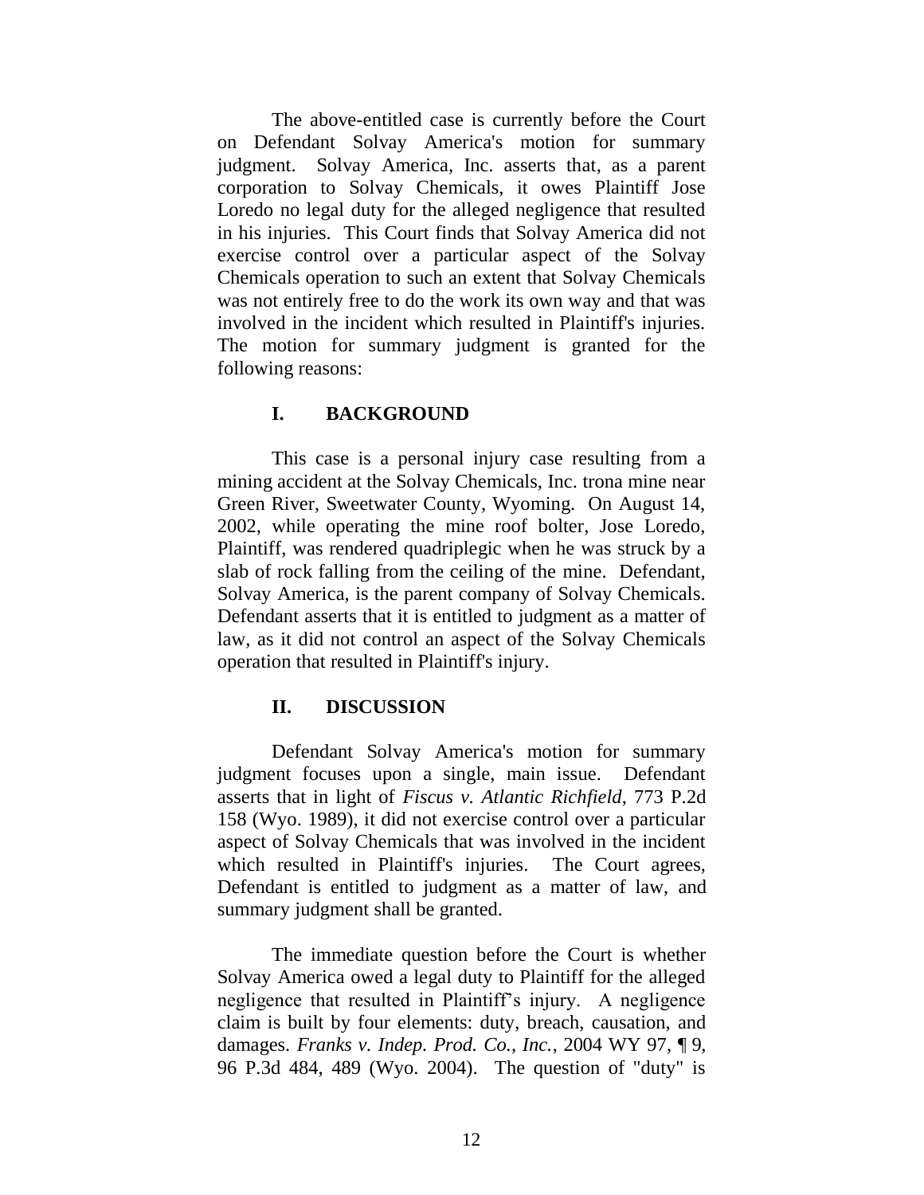The above-entitled case is currently before the Court on Defendant Solvay America's motion for summary judgment. Solvay America, Inc. asserts that, as a parent corporation to Solvay Chemicals, it owes Plaintiff Jose Loredo no legal duty for the alleged negligence that resulted in his injuries. This Court finds that Solvay America did not exercise control over a particular aspect of the Solvay Chemicals operation to such an extent that Solvay Chemicals was not entirely free to do the work its own way and that was involved in the incident which resulted in Plaintiff's injuries. The motion for summary judgment is granted for the following reasons:

## I. BACKGROUND

This case is a personal injury case resulting from a mining accident at the Solvay Chemicals, Inc. trona mine near Green River, Sweetwater County, Wyoming. On August 14, 2002, while operating the mine roof bolter, Jose Loredo, Plaintiff, was rendered quadriplegic when he was struck by a slab of rock falling from the ceiling of the mine. Defendant, Solvay America, is the parent company of Solvay Chemicals. Defendant asserts that it is entitled to judgment as a matter of law, as it did not control an aspect of the Solvay Chemicals operation that resulted in Plaintiff's injury.

## II. DISCUSSION

Defendant Solvay America's motion for summary judgment focuses upon a single, main issue. Defendant asserts that in light of *Fiscus v. Atlantic Richfield*, 773 P.2d 158 (Wyo. 1989), it did not exercise control over a particular aspect of Solvay Chemicals that was involved in the incident which resulted in Plaintiff's injuries. The Court agrees, Defendant is entitled to judgment as a matter of law, and summary judgment shall be granted.

The immediate question before the Court is whether Solvay America owed a legal duty to Plaintiff for the alleged negligence that resulted in Plaintiff's injury. A negligence claim is built by four elements: duty, breach, causation, and damages. *Franks v. Indep. Prod. Co., Inc.*, 2004 WY 97, ¶ 9, 96 P.3d 484, 489 (Wyo. 2004). The question of "duty" is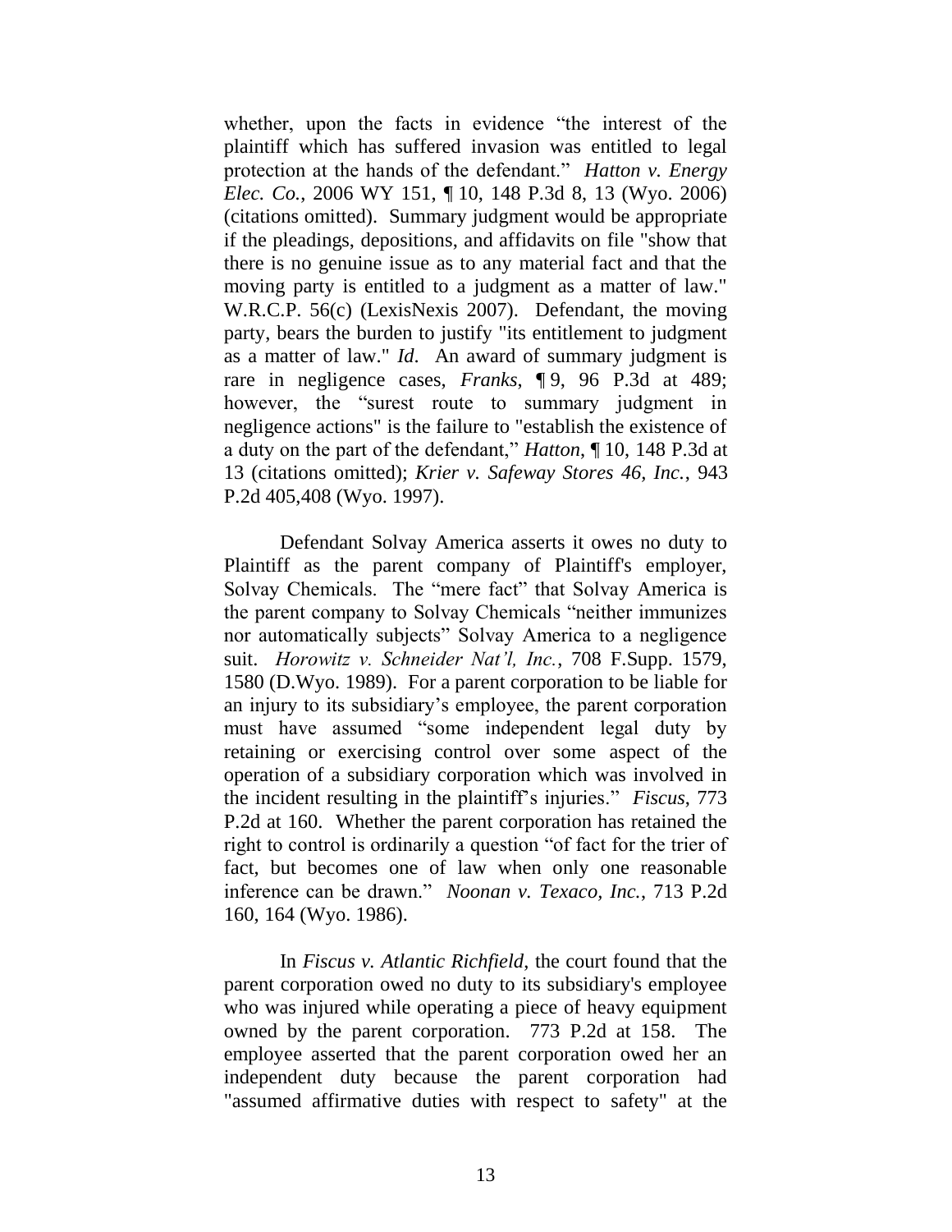whether, upon the facts in evidence "the interest of the plaintiff which has suffered invasion was entitled to legal protection at the hands of the defendant." *Hatton v. Energy Elec. Co.*, 2006 WY 151, ¶ 10, 148 P.3d 8, 13 (Wyo. 2006) (citations omitted). Summary judgment would be appropriate if the pleadings, depositions, and affidavits on file "show that there is no genuine issue as to any material fact and that the moving party is entitled to a judgment as a matter of law." W.R.C.P. 56(c) (LexisNexis 2007). Defendant, the moving party, bears the burden to justify "its entitlement to judgment as a matter of law." *Id*. An award of summary judgment is rare in negligence cases, *Franks*, ¶ 9, 96 P.3d at 489; however, the "surest route to summary judgment in negligence actions" is the failure to "establish the existence of a duty on the part of the defendant," *Hatton*, ¶ 10, 148 P.3d at 13 (citations omitted); *Krier v. Safeway Stores 46, Inc.*, 943 P.2d 405,408 (Wyo. 1997).

Defendant Solvay America asserts it owes no duty to Plaintiff as the parent company of Plaintiff's employer, Solvay Chemicals. The "mere fact" that Solvay America is the parent company to Solvay Chemicals "neither immunizes nor automatically subjects" Solvay America to a negligence suit. *Horowitz v. Schneider Nat'l, Inc.*, 708 F.Supp. 1579, 1580 (D.Wyo. 1989). For a parent corporation to be liable for an injury to its subsidiary's employee, the parent corporation must have assumed "some independent legal duty by retaining or exercising control over some aspect of the operation of a subsidiary corporation which was involved in the incident resulting in the plaintiff's injuries." *Fiscus*, 773 P.2d at 160. Whether the parent corporation has retained the right to control is ordinarily a question "of fact for the trier of fact, but becomes one of law when only one reasonable inference can be drawn." *Noonan v. Texaco, Inc.*, 713 P.2d 160, 164 (Wyo. 1986).

In *Fiscus v. Atlantic Richfield*, the court found that the parent corporation owed no duty to its subsidiary's employee who was injured while operating a piece of heavy equipment owned by the parent corporation. 773 P.2d at 158. The employee asserted that the parent corporation owed her an independent duty because the parent corporation had "assumed affirmative duties with respect to safety" at the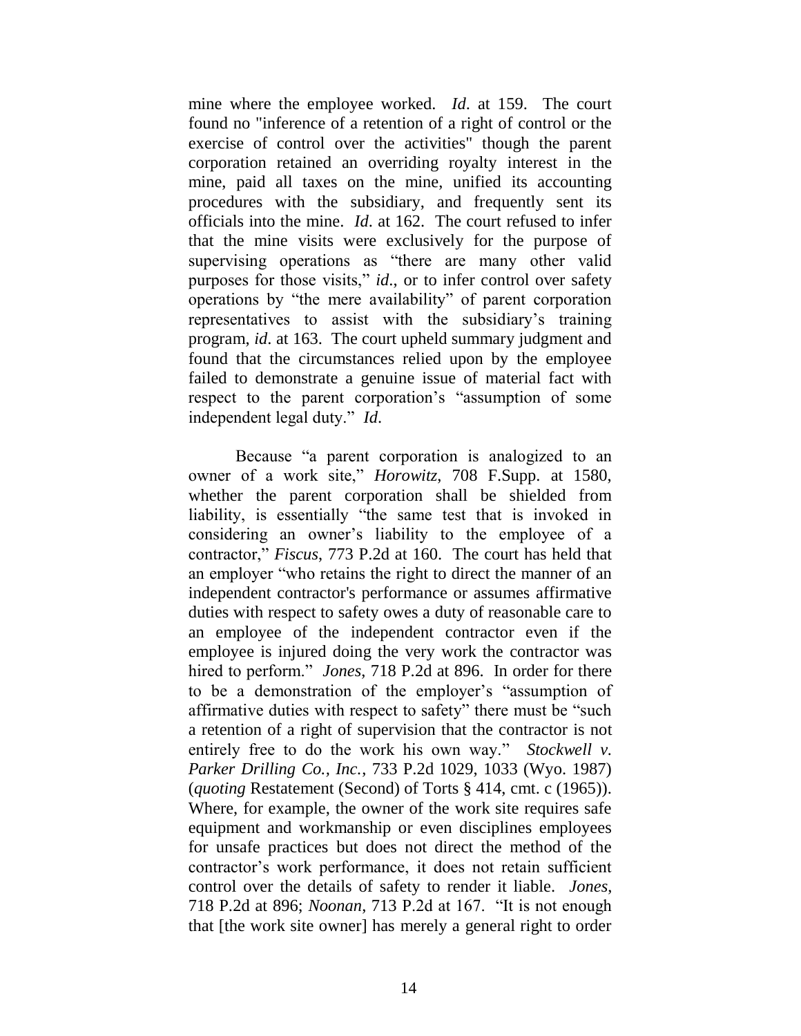mine where the employee worked. *Id.* at 159. The court found no "inference of a retention of a right of control or the exercise of control over the activities" though the parent corporation retained an overriding royalty interest in the mine, paid all taxes on the mine, unified its accounting procedures with the subsidiary, and frequently sent its officials into the mine. *Id.* at 162. The court refused to infer that the mine visits were exclusively for the purpose of supervising operations as "there are many other valid purposes for those visits," *id.*, or to infer control over safety operations by "the mere availability" of parent corporation representatives to assist with the subsidiary's training program, *id.* at 163. The court upheld summary judgment and found that the circumstances relied upon by the employee failed to demonstrate a genuine issue of material fact with respect to the parent corporation's "assumption of some independent legal duty." *Id.*

Because "a parent corporation is analogized to an owner of a work site," *Horowitz,* 708 F.Supp. at 1580, whether the parent corporation shall be shielded from liability, is essentially "the same test that is invoked in considering an owner's liability to the employee of a contractor," *Fiscus*, 773 P.2d at 160. The court has held that an employer "who retains the right to direct the manner of an independent contractor's performance or assumes affirmative duties with respect to safety owes a duty of reasonable care to an employee of the independent contractor even if the employee is injured doing the very work the contractor was hired to perform." *Jones,* 718 P.2d at 896. In order for there to be a demonstration of the employer's "assumption of affirmative duties with respect to safety" there must be "such a retention of a right of supervision that the contractor is not entirely free to do the work his own way." *Stockwell v. Parker Drilling Co., Inc.*, 733 P.2d 1029, 1033 (Wyo. 1987) (*quoting* Restatement (Second) of Torts § 414, cmt. c (1965)). Where, for example, the owner of the work site requires safe equipment and workmanship or even disciplines employees for unsafe practices but does not direct the method of the contractor's work performance, it does not retain sufficient control over the details of safety to render it liable. *Jones*, 718 P.2d at 896; *Noonan*, 713 P.2d at 167. "It is not enough that [the work site owner] has merely a general right to order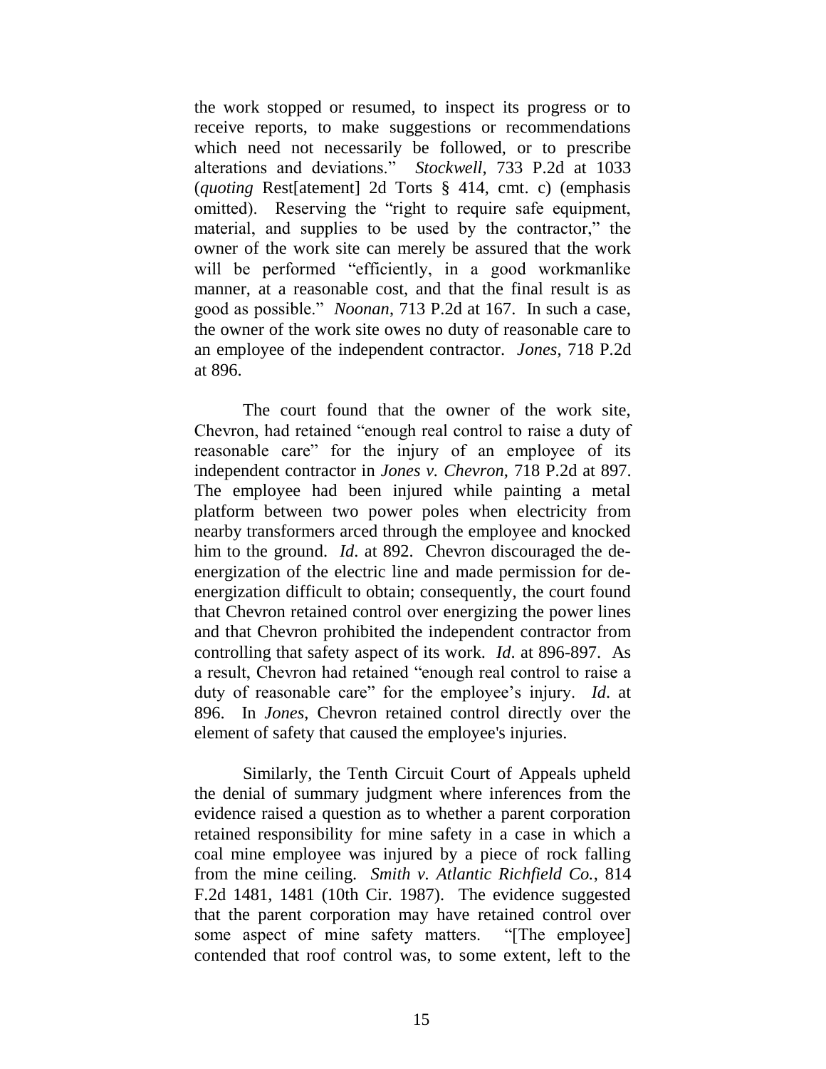the work stopped or resumed, to inspect its progress or to receive reports, to make suggestions or recommendations which need not necessarily be followed, or to prescribe alterations and deviations." *Stockwell*, 733 P.2d at 1033 (*quoting* Rest[atement] 2d Torts § 414, cmt. c) (emphasis omitted). Reserving the "right to require safe equipment, material, and supplies to be used by the contractor," the owner of the work site can merely be assured that the work will be performed "efficiently, in a good workmanlike manner, at a reasonable cost, and that the final result is as good as possible." *Noonan*, 713 P.2d at 167. In such a case, the owner of the work site owes no duty of reasonable care to an employee of the independent contractor. *Jones*, 718 P.2d at 896.

The court found that the owner of the work site, Chevron, had retained "enough real control to raise a duty of reasonable care" for the injury of an employee of its independent contractor in *Jones v. Chevron*, 718 P.2d at 897. The employee had been injured while painting a metal platform between two power poles when electricity from nearby transformers arced through the employee and knocked him to the ground. *Id*. at 892. Chevron discouraged the de-energization of the electric line and made permission for de-energization difficult to obtain; consequently, the court found that Chevron retained control over energizing the power lines and that Chevron prohibited the independent contractor from controlling that safety aspect of its work. *Id*. at 896-897. As a result, Chevron had retained "enough real control to raise a duty of reasonable care" for the employee's injury. *Id*. at 896. In *Jones*, Chevron retained control directly over the element of safety that caused the employee's injuries.

Similarly, the Tenth Circuit Court of Appeals upheld the denial of summary judgment where inferences from the evidence raised a question as to whether a parent corporation retained responsibility for mine safety in a case in which a coal mine employee was injured by a piece of rock falling from the mine ceiling. *Smith v. Atlantic Richfield Co.*, 814 F.2d 1481, 1481 (10th Cir. 1987). The evidence suggested that the parent corporation may have retained control over some aspect of mine safety matters. "[The employee] contended that roof control was, to some extent, left to the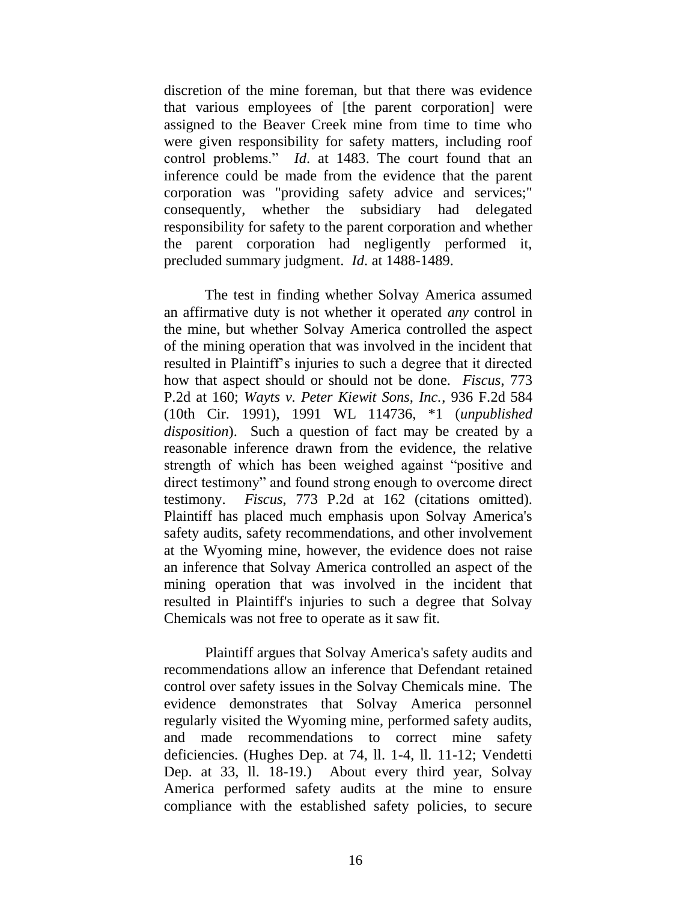discretion of the mine foreman, but that there was evidence that various employees of [the parent corporation] were assigned to the Beaver Creek mine from time to time who were given responsibility for safety matters, including roof control problems." *Id*. at 1483. The court found that an inference could be made from the evidence that the parent corporation was "providing safety advice and services;" consequently, whether the subsidiary had delegated responsibility for safety to the parent corporation and whether the parent corporation had negligently performed it, precluded summary judgment. *Id*. at 1488-1489.

The test in finding whether Solvay America assumed an affirmative duty is not whether it operated *any* control in the mine, but whether Solvay America controlled the aspect of the mining operation that was involved in the incident that resulted in Plaintiff's injuries to such a degree that it directed how that aspect should or should not be done. *Fiscus*, 773 P.2d at 160; *Wayts v. Peter Kiewit Sons, Inc.*, 936 F.2d 584 (10th Cir. 1991), 1991 WL 114736, *1 (*unpublished disposition*). Such a question of fact may be created by a reasonable inference drawn from the evidence, the relative strength of which has been weighed against "positive and direct testimony" and found strong enough to overcome direct testimony. *Fiscus*, 773 P.2d at 162 (citations omitted). Plaintiff has placed much emphasis upon Solvay America's safety audits, safety recommendations, and other involvement at the Wyoming mine, however, the evidence does not raise an inference that Solvay America controlled an aspect of the mining operation that was involved in the incident that resulted in Plaintiff's injuries to such a degree that Solvay Chemicals was not free to operate as it saw fit.

Plaintiff argues that Solvay America's safety audits and recommendations allow an inference that Defendant retained control over safety issues in the Solvay Chemicals mine. The evidence demonstrates that Solvay America personnel regularly visited the Wyoming mine, performed safety audits, and made recommendations to correct mine safety deficiencies. (Hughes Dep. at 74, ll. 1-4, ll. 11-12; Vendetti Dep. at 33, ll. 18-19.) About every third year, Solvay America performed safety audits at the mine to ensure compliance with the established safety policies, to secure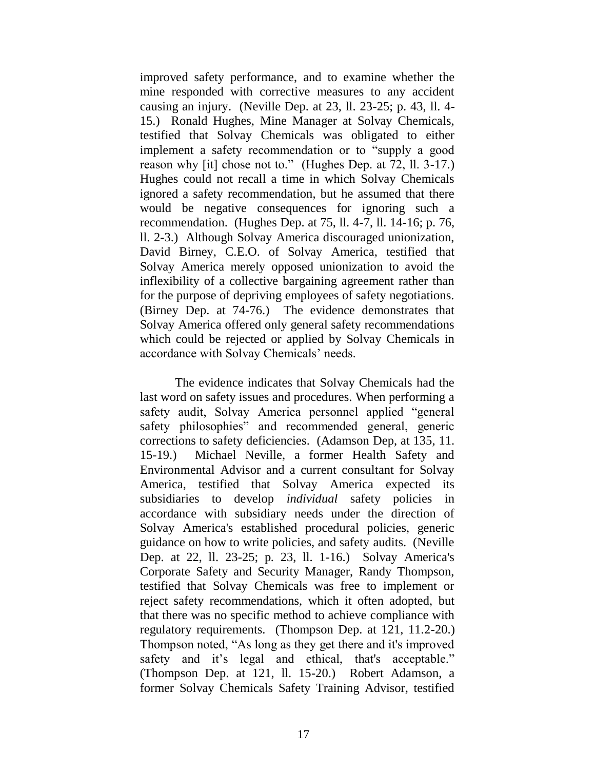improved safety performance, and to examine whether the mine responded with corrective measures to any accident causing an injury. (Neville Dep. at 23, ll. 23-25; p. 43, ll. 4-15.) Ronald Hughes, Mine Manager at Solvay Chemicals, testified that Solvay Chemicals was obligated to either implement a safety recommendation or to "supply a good reason why [it] chose not to." (Hughes Dep. at 72, ll. 3-17.) Hughes could not recall a time in which Solvay Chemicals ignored a safety recommendation, but he assumed that there would be negative consequences for ignoring such a recommendation. (Hughes Dep. at 75, ll. 4-7, ll. 14-16; p. 76, ll. 2-3.) Although Solvay America discouraged unionization, David Birney, C.E.O. of Solvay America, testified that Solvay America merely opposed unionization to avoid the inflexibility of a collective bargaining agreement rather than for the purpose of depriving employees of safety negotiations. (Birney Dep. at 74-76.) The evidence demonstrates that Solvay America offered only general safety recommendations which could be rejected or applied by Solvay Chemicals in accordance with Solvay Chemicals' needs.

The evidence indicates that Solvay Chemicals had the last word on safety issues and procedures. When performing a safety audit, Solvay America personnel applied "general safety philosophies" and recommended general, generic corrections to safety deficiencies. (Adamson Dep, at 135, 11. 15-19.) Michael Neville, a former Health Safety and Environmental Advisor and a current consultant for Solvay America, testified that Solvay America expected its subsidiaries to develop *individual* safety policies in accordance with subsidiary needs under the direction of Solvay America's established procedural policies, generic guidance on how to write policies, and safety audits. (Neville Dep. at 22, ll. 23-25; p. 23, ll. 1-16.) Solvay America's Corporate Safety and Security Manager, Randy Thompson, testified that Solvay Chemicals was free to implement or reject safety recommendations, which it often adopted, but that there was no specific method to achieve compliance with regulatory requirements. (Thompson Dep. at 121, 11.2-20.) Thompson noted, "As long as they get there and it's improved safety and it's legal and ethical, that's acceptable." (Thompson Dep. at 121, ll. 15-20.) Robert Adamson, a former Solvay Chemicals Safety Training Advisor, testified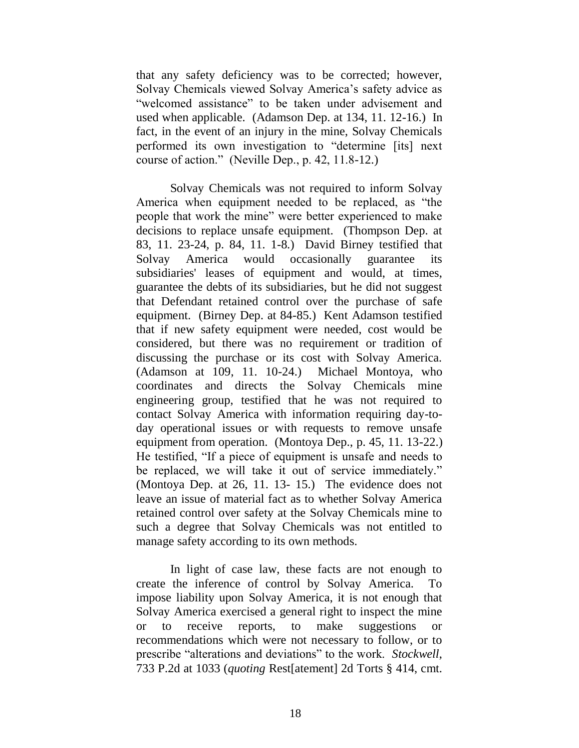that any safety deficiency was to be corrected; however, Solvay Chemicals viewed Solvay America's safety advice as "welcomed assistance" to be taken under advisement and used when applicable. (Adamson Dep. at 134, 11. 12-16.) In fact, in the event of an injury in the mine, Solvay Chemicals performed its own investigation to "determine [its] next course of action." (Neville Dep., p. 42, 11.8-12.)

Solvay Chemicals was not required to inform Solvay America when equipment needed to be replaced, as "the people that work the mine" were better experienced to make decisions to replace unsafe equipment. (Thompson Dep. at 83, 11. 23-24, p. 84, 11. 1-8.) David Birney testified that Solvay America would occasionally guarantee its subsidiaries' leases of equipment and would, at times, guarantee the debts of its subsidiaries, but he did not suggest that Defendant retained control over the purchase of safe equipment. (Birney Dep. at 84-85.) Kent Adamson testified that if new safety equipment were needed, cost would be considered, but there was no requirement or tradition of discussing the purchase or its cost with Solvay America. (Adamson at 109, 11. 10-24.) Michael Montoya, who coordinates and directs the Solvay Chemicals mine engineering group, testified that he was not required to contact Solvay America with information requiring day-to-day operational issues or with requests to remove unsafe equipment from operation. (Montoya Dep., p. 45, 11. 13-22.) He testified, "If a piece of equipment is unsafe and needs to be replaced, we will take it out of service immediately." (Montoya Dep. at 26, 11. 13- 15.) The evidence does not leave an issue of material fact as to whether Solvay America retained control over safety at the Solvay Chemicals mine to such a degree that Solvay Chemicals was not entitled to manage safety according to its own methods.

In light of case law, these facts are not enough to create the inference of control by Solvay America. To impose liability upon Solvay America, it is not enough that Solvay America exercised a general right to inspect the mine or to receive reports, to make suggestions or recommendations which were not necessary to follow, or to prescribe "alterations and deviations" to the work. *Stockwell*, 733 P.2d at 1033 (*quoting* Rest[atement] 2d Torts § 414, cmt.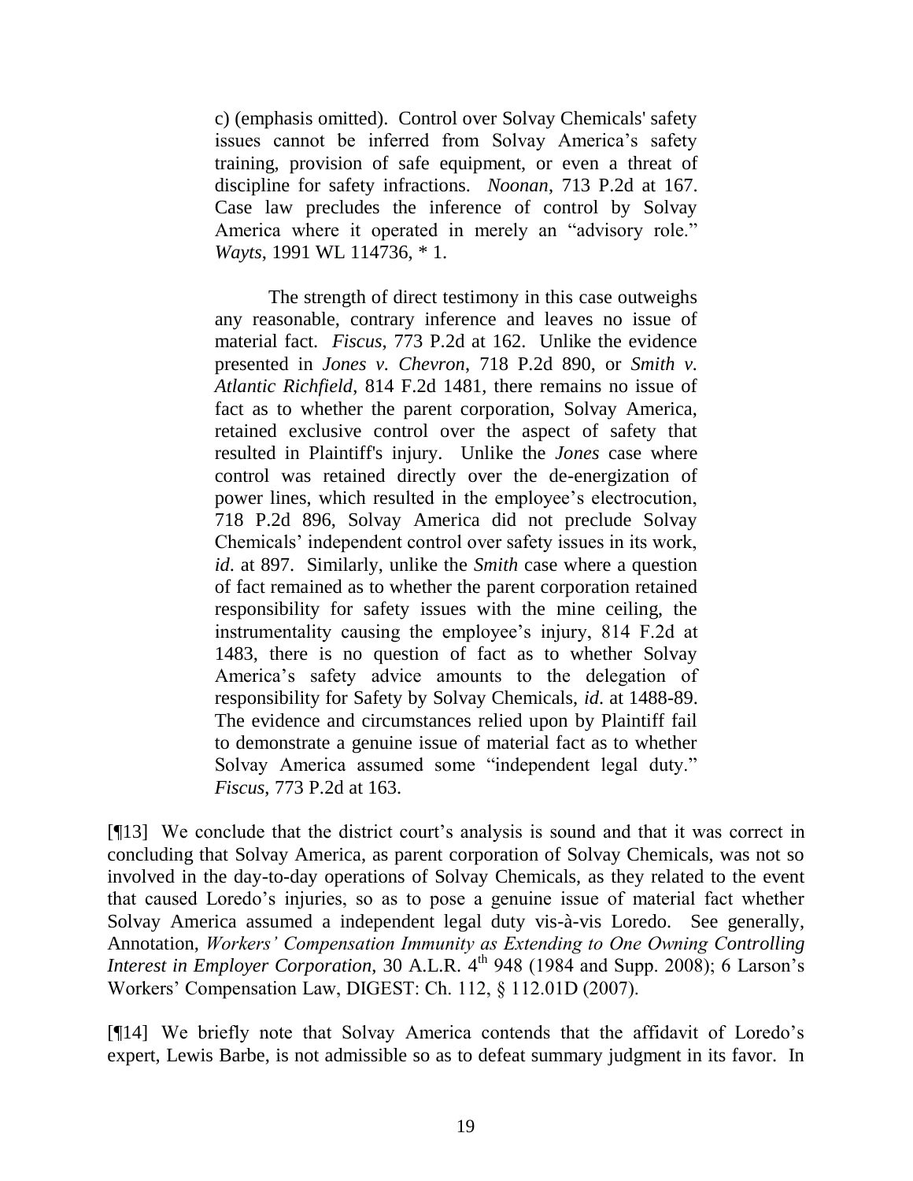c) (emphasis omitted). Control over Solvay Chemicals' safety issues cannot be inferred from Solvay America's safety training, provision of safe equipment, or even a threat of discipline for safety infractions. *Noonan*, 713 P.2d at 167. Case law precludes the inference of control by Solvay America where it operated in merely an "advisory role." *Wayts*, 1991 WL 114736, * 1.

> The strength of direct testimony in this case outweighs any reasonable, contrary inference and leaves no issue of material fact. *Fiscus*, 773 P.2d at 162. Unlike the evidence presented in *Jones v. Chevron*, 718 P.2d 890, or *Smith v. Atlantic Richfield*, 814 F.2d 1481, there remains no issue of fact as to whether the parent corporation, Solvay America, retained exclusive control over the aspect of safety that resulted in Plaintiff's injury. Unlike the *Jones* case where control was retained directly over the de-energization of power lines, which resulted in the employee's electrocution, 718 P.2d 896, Solvay America did not preclude Solvay Chemicals' independent control over safety issues in its work, *id*. at 897. Similarly, unlike the *Smith* case where a question of fact remained as to whether the parent corporation retained responsibility for safety issues with the mine ceiling, the instrumentality causing the employee's injury, 814 F.2d at 1483, there is no question of fact as to whether Solvay America's safety advice amounts to the delegation of responsibility for Safety by Solvay Chemicals, *id*. at 1488-89. The evidence and circumstances relied upon by Plaintiff fail to demonstrate a genuine issue of material fact as to whether Solvay America assumed some "independent legal duty." *Fiscus*, 773 P.2d at 163.

[¶13] We conclude that the district court's analysis is sound and that it was correct in concluding that Solvay America, as parent corporation of Solvay Chemicals, was not so involved in the day-to-day operations of Solvay Chemicals, as they related to the event that caused Loredo's injuries, so as to pose a genuine issue of material fact whether Solvay America assumed a independent legal duty vis-à-vis Loredo. See generally, Annotation, *Workers' Compensation Immunity as Extending to One Owning Controlling Interest in Employer Corporation*, 30 A.L.R. 4th 948 (1984 and Supp. 2008); 6 Larson's Workers' Compensation Law, DIGEST: Ch. 112, § 112.01D (2007).

[¶14] We briefly note that Solvay America contends that the affidavit of Loredo's expert, Lewis Barbe, is not admissible so as to defeat summary judgment in its favor. In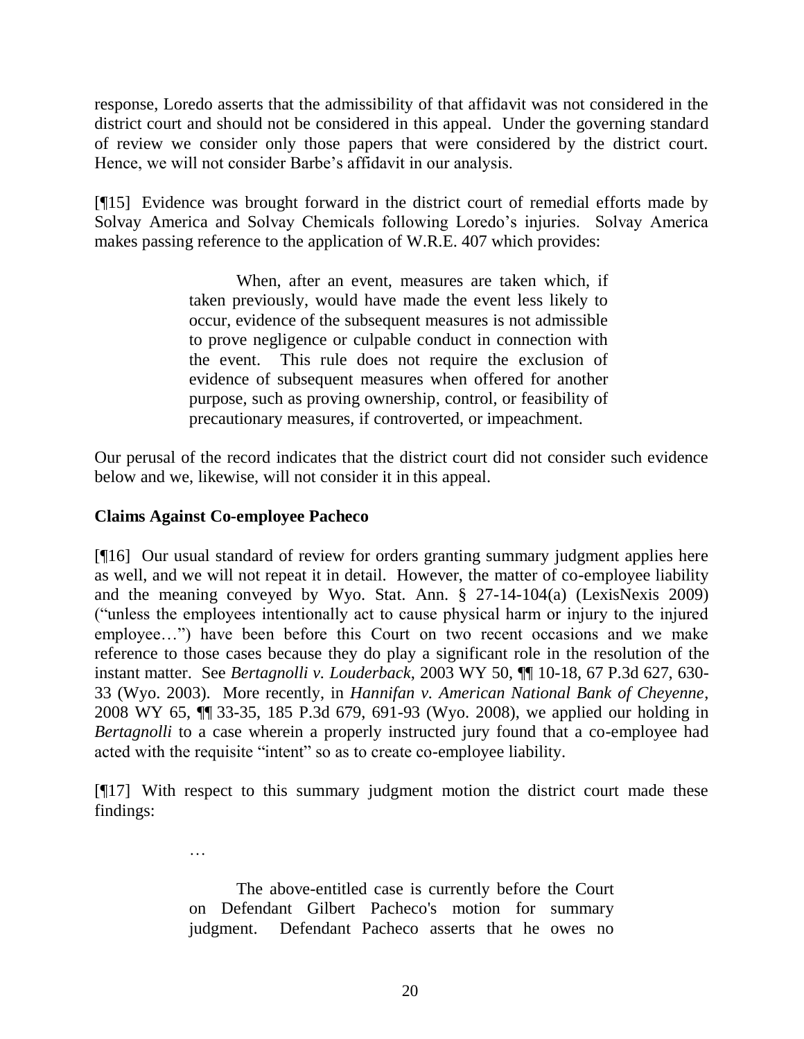response, Loredo asserts that the admissibility of that affidavit was not considered in the district court and should not be considered in this appeal. Under the governing standard of review we consider only those papers that were considered by the district court. Hence, we will not consider Barbe's affidavit in our analysis.

[¶15] Evidence was brought forward in the district court of remedial efforts made by Solvay America and Solvay Chemicals following Loredo's injuries. Solvay America makes passing reference to the application of W.R.E. 407 which provides:

> When, after an event, measures are taken which, if taken previously, would have made the event less likely to occur, evidence of the subsequent measures is not admissible to prove negligence or culpable conduct in connection with the event. This rule does not require the exclusion of evidence of subsequent measures when offered for another purpose, such as proving ownership, control, or feasibility of precautionary measures, if controverted, or impeachment.

Our perusal of the record indicates that the district court did not consider such evidence below and we, likewise, will not consider it in this appeal.

**Claims Against Co-employee Pacheco**

[¶16] Our usual standard of review for orders granting summary judgment applies here as well, and we will not repeat it in detail. However, the matter of co-employee liability and the meaning conveyed by Wyo. Stat. Ann. § 27-14-104(a) (LexisNexis 2009) ("unless the employees intentionally act to cause physical harm or injury to the injured employee…") have been before this Court on two recent occasions and we make reference to those cases because they do play a significant role in the resolution of the instant matter. See *Bertagnolli v. Louderback*, 2003 WY 50, ¶¶ 10-18, 67 P.3d 627, 630-33 (Wyo. 2003). More recently, in *Hannifan v. American National Bank of Cheyenne*, 2008 WY 65, ¶¶ 33-35, 185 P.3d 679, 691-93 (Wyo. 2008), we applied our holding in *Bertagnolli* to a case wherein a properly instructed jury found that a co-employee had acted with the requisite "intent" so as to create co-employee liability.

[¶17] With respect to this summary judgment motion the district court made these findings:

> …
>
> The above-entitled case is currently before the Court on Defendant Gilbert Pacheco's motion for summary judgment. Defendant Pacheco asserts that he owes no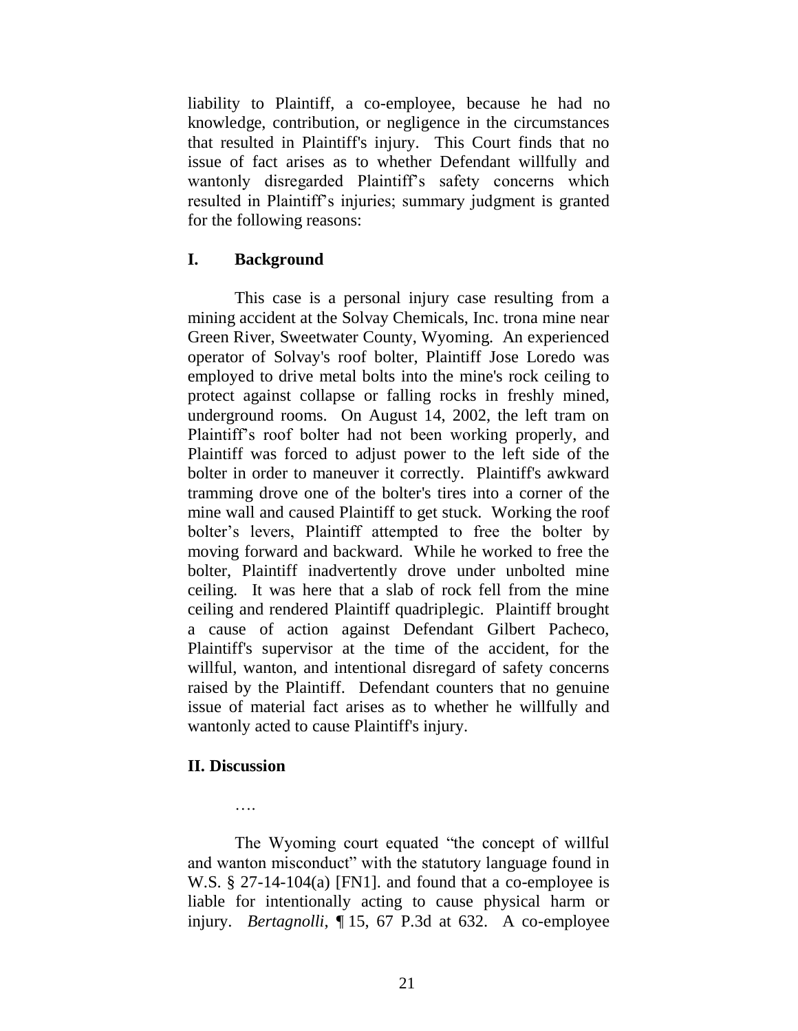liability to Plaintiff, a co-employee, because he had no knowledge, contribution, or negligence in the circumstances that resulted in Plaintiff's injury. This Court finds that no issue of fact arises as to whether Defendant willfully and wantonly disregarded Plaintiff's safety concerns which resulted in Plaintiff's injuries; summary judgment is granted for the following reasons:

## I. Background

This case is a personal injury case resulting from a mining accident at the Solvay Chemicals, Inc. trona mine near Green River, Sweetwater County, Wyoming. An experienced operator of Solvay's roof bolter, Plaintiff Jose Loredo was employed to drive metal bolts into the mine's rock ceiling to protect against collapse or falling rocks in freshly mined, underground rooms. On August 14, 2002, the left tram on Plaintiff's roof bolter had not been working properly, and Plaintiff was forced to adjust power to the left side of the bolter in order to maneuver it correctly. Plaintiff's awkward tramming drove one of the bolter's tires into a corner of the mine wall and caused Plaintiff to get stuck. Working the roof bolter's levers, Plaintiff attempted to free the bolter by moving forward and backward. While he worked to free the bolter, Plaintiff inadvertently drove under unbolted mine ceiling. It was here that a slab of rock fell from the mine ceiling and rendered Plaintiff quadriplegic. Plaintiff brought a cause of action against Defendant Gilbert Pacheco, Plaintiff's supervisor at the time of the accident, for the willful, wanton, and intentional disregard of safety concerns raised by the Plaintiff. Defendant counters that no genuine issue of material fact arises as to whether he willfully and wantonly acted to cause Plaintiff's injury.

## II. Discussion

….

The Wyoming court equated "the concept of willful and wanton misconduct" with the statutory language found in W.S. § 27-14-104(a) [FN1]. and found that a co-employee is liable for intentionally acting to cause physical harm or injury. *Bertagnolli*, ¶ 15, 67 P.3d at 632. A co-employee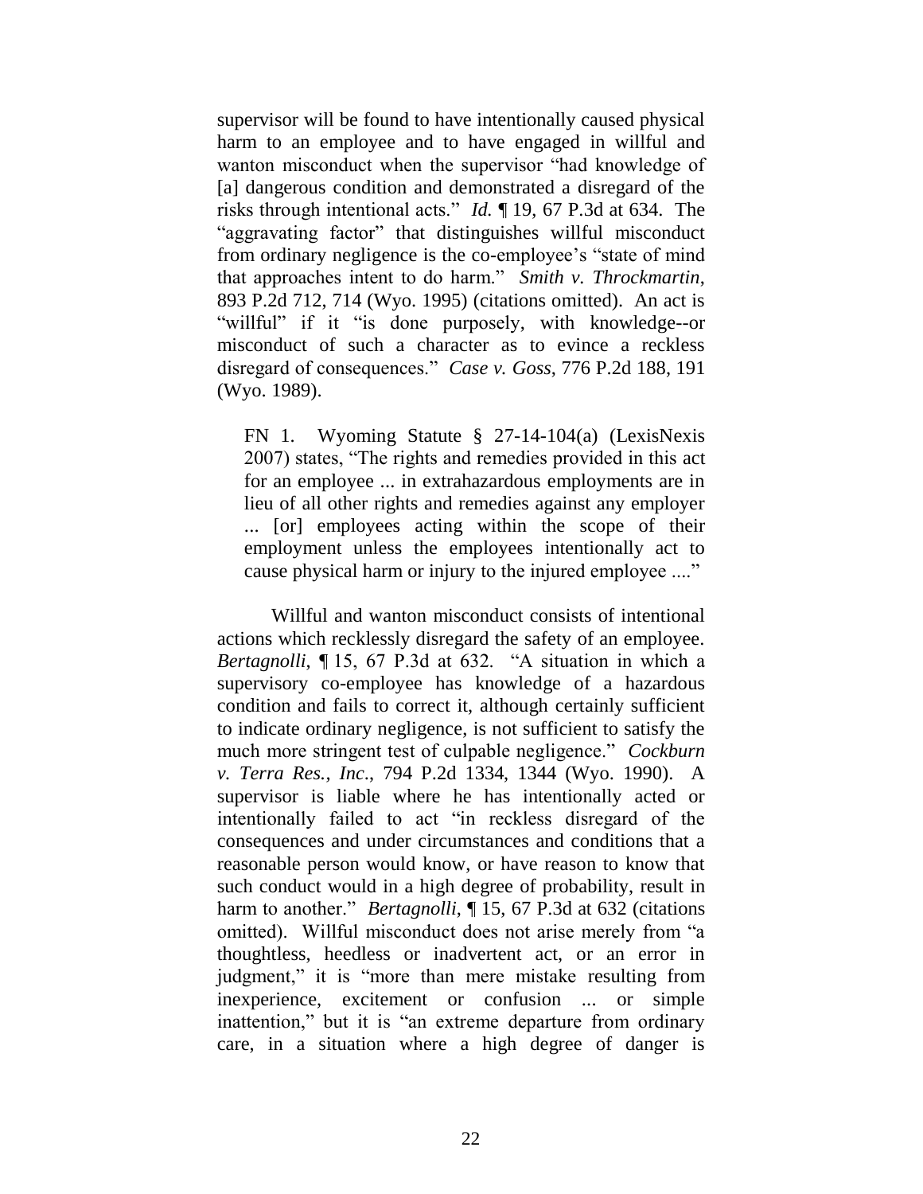supervisor will be found to have intentionally caused physical harm to an employee and to have engaged in willful and wanton misconduct when the supervisor "had knowledge of [a] dangerous condition and demonstrated a disregard of the risks through intentional acts." *Id.* ¶ 19, 67 P.3d at 634. The "aggravating factor" that distinguishes willful misconduct from ordinary negligence is the co-employee's "state of mind that approaches intent to do harm." *Smith v. Throckmartin*, 893 P.2d 712, 714 (Wyo. 1995) (citations omitted). An act is "willful" if it "is done purposely, with knowledge--or misconduct of such a character as to evince a reckless disregard of consequences." *Case v. Goss*, 776 P.2d 188, 191 (Wyo. 1989).

> FN 1. Wyoming Statute § 27-14-104(a) (LexisNexis 2007) states, "The rights and remedies provided in this act for an employee ... in extrahazardous employments are in lieu of all other rights and remedies against any employer ... [or] employees acting within the scope of their employment unless the employees intentionally act to cause physical harm or injury to the injured employee ...."

Willful and wanton misconduct consists of intentional actions which recklessly disregard the safety of an employee. *Bertagnolli*, ¶ 15, 67 P.3d at 632. "A situation in which a supervisory co-employee has knowledge of a hazardous condition and fails to correct it, although certainly sufficient to indicate ordinary negligence, is not sufficient to satisfy the much more stringent test of culpable negligence." *Cockburn v. Terra Res., Inc.*, 794 P.2d 1334, 1344 (Wyo. 1990). A supervisor is liable where he has intentionally acted or intentionally failed to act "in reckless disregard of the consequences and under circumstances and conditions that a reasonable person would know, or have reason to know that such conduct would in a high degree of probability, result in harm to another." *Bertagnolli*, ¶ 15, 67 P.3d at 632 (citations omitted). Willful misconduct does not arise merely from "a thoughtless, heedless or inadvertent act, or an error in judgment," it is "more than mere mistake resulting from inexperience, excitement or confusion ... or simple inattention," but it is "an extreme departure from ordinary care, in a situation where a high degree of danger is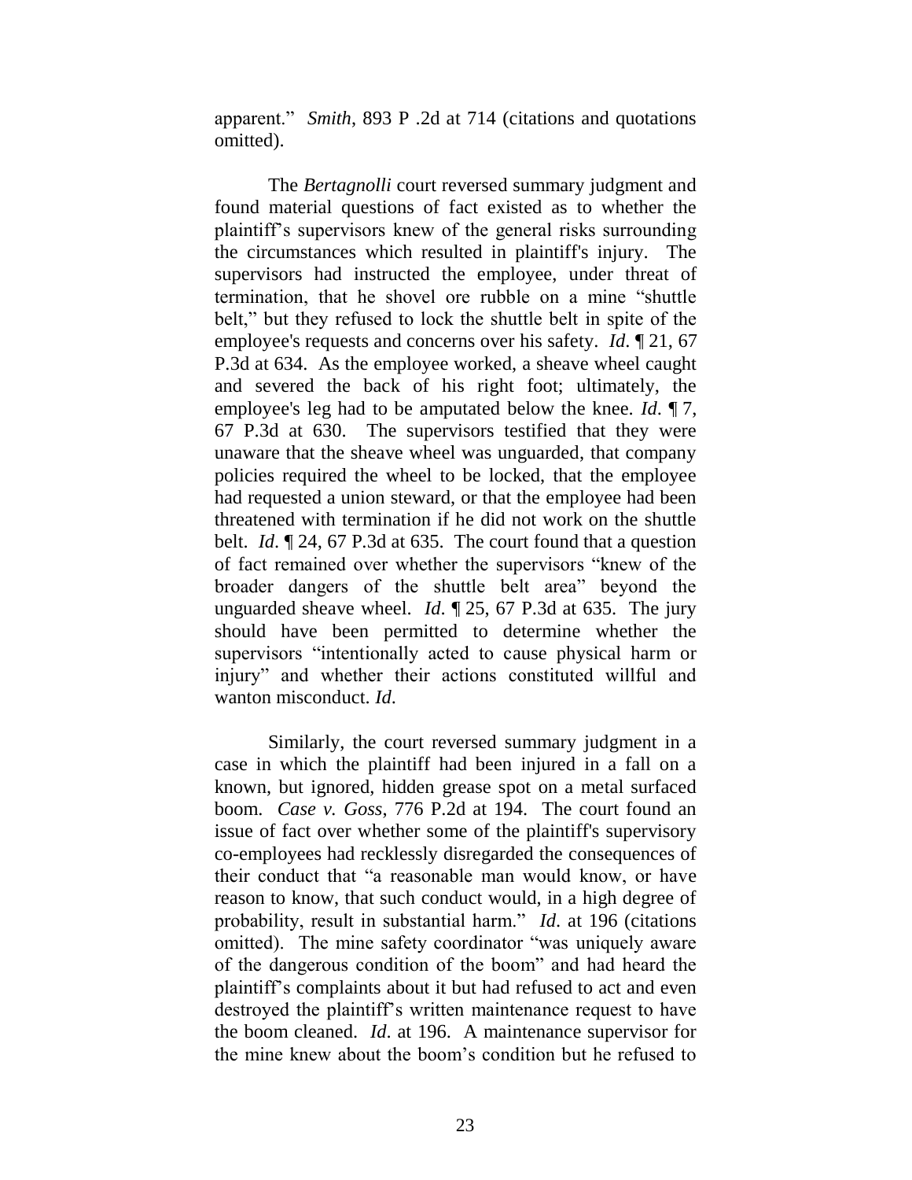apparent." *Smith*, 893 P .2d at 714 (citations and quotations omitted).

The *Bertagnolli* court reversed summary judgment and found material questions of fact existed as to whether the plaintiff's supervisors knew of the general risks surrounding the circumstances which resulted in plaintiff's injury. The supervisors had instructed the employee, under threat of termination, that he shovel ore rubble on a mine "shuttle belt," but they refused to lock the shuttle belt in spite of the employee's requests and concerns over his safety. *Id.* ¶ 21, 67 P.3d at 634. As the employee worked, a sheave wheel caught and severed the back of his right foot; ultimately, the employee's leg had to be amputated below the knee. *Id.* ¶ 7, 67 P.3d at 630. The supervisors testified that they were unaware that the sheave wheel was unguarded, that company policies required the wheel to be locked, that the employee had requested a union steward, or that the employee had been threatened with termination if he did not work on the shuttle belt. *Id.* ¶ 24, 67 P.3d at 635. The court found that a question of fact remained over whether the supervisors "knew of the broader dangers of the shuttle belt area" beyond the unguarded sheave wheel. *Id.* ¶ 25, 67 P.3d at 635. The jury should have been permitted to determine whether the supervisors "intentionally acted to cause physical harm or injury" and whether their actions constituted willful and wanton misconduct. *Id.*

Similarly, the court reversed summary judgment in a case in which the plaintiff had been injured in a fall on a known, but ignored, hidden grease spot on a metal surfaced boom. *Case v. Goss*, 776 P.2d at 194. The court found an issue of fact over whether some of the plaintiff's supervisory co-employees had recklessly disregarded the consequences of their conduct that "a reasonable man would know, or have reason to know, that such conduct would, in a high degree of probability, result in substantial harm." *Id.* at 196 (citations omitted). The mine safety coordinator "was uniquely aware of the dangerous condition of the boom" and had heard the plaintiff's complaints about it but had refused to act and even destroyed the plaintiff's written maintenance request to have the boom cleaned. *Id.* at 196. A maintenance supervisor for the mine knew about the boom's condition but he refused to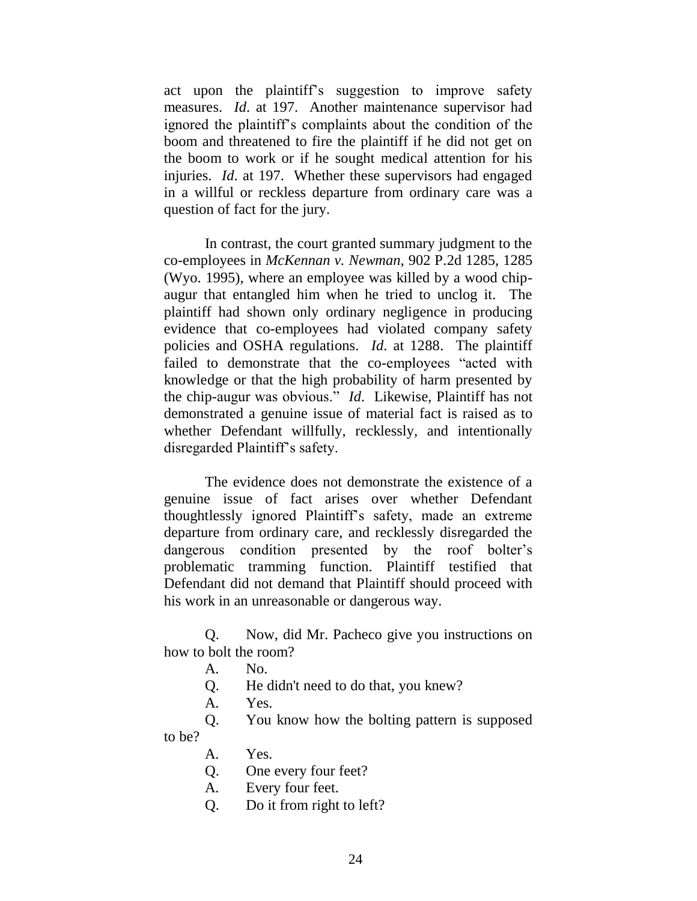act upon the plaintiff's suggestion to improve safety measures. *Id*. at 197. Another maintenance supervisor had ignored the plaintiff's complaints about the condition of the boom and threatened to fire the plaintiff if he did not get on the boom to work or if he sought medical attention for his injuries. *Id*. at 197. Whether these supervisors had engaged in a willful or reckless departure from ordinary care was a question of fact for the jury.

In contrast, the court granted summary judgment to the co-employees in *McKennan v. Newman*, 902 P.2d 1285, 1285 (Wyo. 1995), where an employee was killed by a wood chip-augur that entangled him when he tried to unclog it. The plaintiff had shown only ordinary negligence in producing evidence that co-employees had violated company safety policies and OSHA regulations. *Id*. at 1288. The plaintiff failed to demonstrate that the co-employees "acted with knowledge or that the high probability of harm presented by the chip-augur was obvious." *Id*. Likewise, Plaintiff has not demonstrated a genuine issue of material fact is raised as to whether Defendant willfully, recklessly, and intentionally disregarded Plaintiff's safety.

The evidence does not demonstrate the existence of a genuine issue of fact arises over whether Defendant thoughtlessly ignored Plaintiff's safety, made an extreme departure from ordinary care, and recklessly disregarded the dangerous condition presented by the roof bolter's problematic tramming function. Plaintiff testified that Defendant did not demand that Plaintiff should proceed with his work in an unreasonable or dangerous way.

Q. Now, did Mr. Pacheco give you instructions on how to bolt the room?

A. No.

Q. He didn't need to do that, you knew?

A. Yes.

Q. You know how the bolting pattern is supposed to be?

A. Yes.

Q. One every four feet?

A. Every four feet.

Q. Do it from right to left?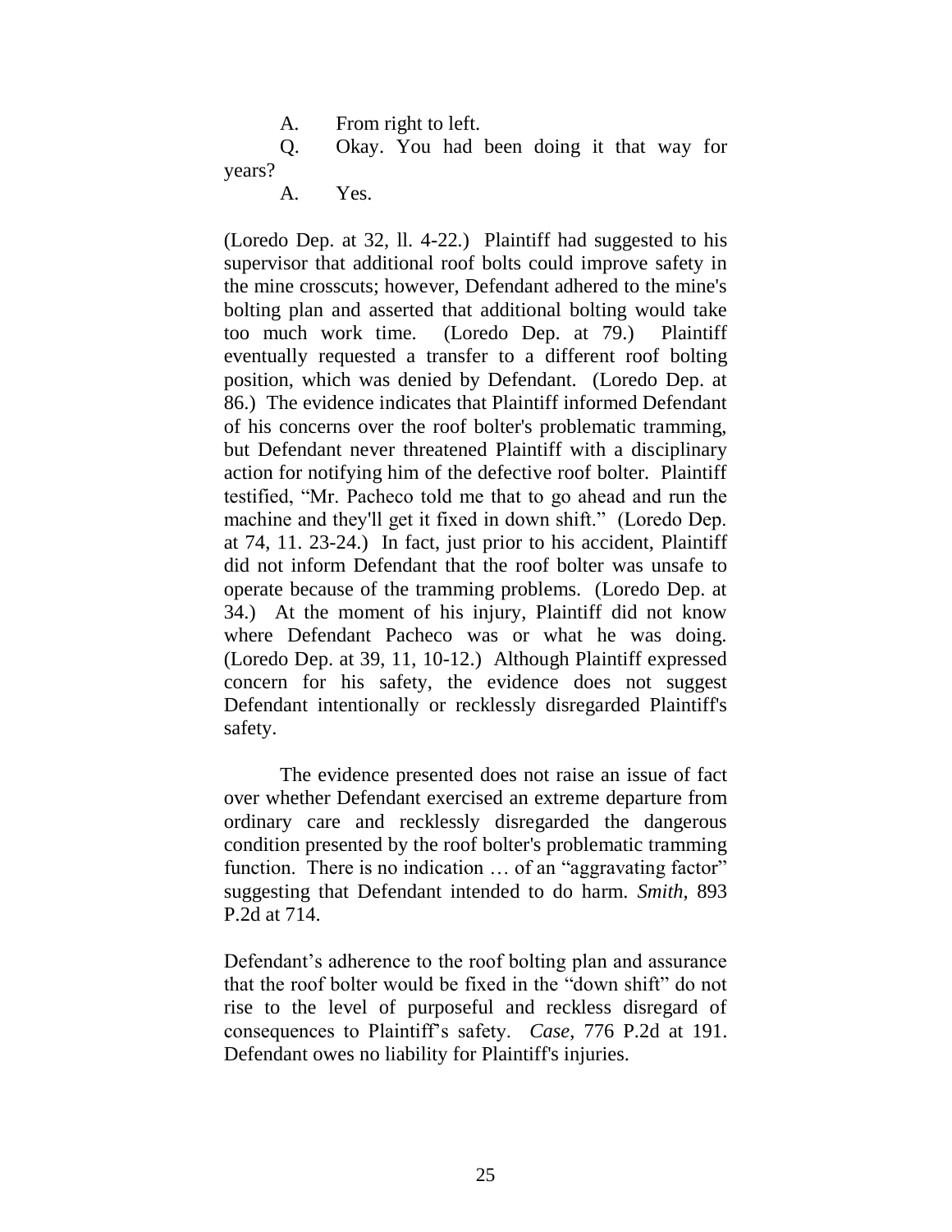A. From right to left.

Q. Okay. You had been doing it that way for years?

A. Yes.

(Loredo Dep. at 32, ll. 4-22.) Plaintiff had suggested to his supervisor that additional roof bolts could improve safety in the mine crosscuts; however, Defendant adhered to the mine's bolting plan and asserted that additional bolting would take too much work time. (Loredo Dep. at 79.) Plaintiff eventually requested a transfer to a different roof bolting position, which was denied by Defendant. (Loredo Dep. at 86.) The evidence indicates that Plaintiff informed Defendant of his concerns over the roof bolter's problematic tramming, but Defendant never threatened Plaintiff with a disciplinary action for notifying him of the defective roof bolter. Plaintiff testified, "Mr. Pacheco told me that to go ahead and run the machine and they'll get it fixed in down shift." (Loredo Dep. at 74, 11. 23-24.) In fact, just prior to his accident, Plaintiff did not inform Defendant that the roof bolter was unsafe to operate because of the tramming problems. (Loredo Dep. at 34.) At the moment of his injury, Plaintiff did not know where Defendant Pacheco was or what he was doing. (Loredo Dep. at 39, 11, 10-12.) Although Plaintiff expressed concern for his safety, the evidence does not suggest Defendant intentionally or recklessly disregarded Plaintiff's safety.

The evidence presented does not raise an issue of fact over whether Defendant exercised an extreme departure from ordinary care and recklessly disregarded the dangerous condition presented by the roof bolter's problematic tramming function. There is no indication … of an "aggravating factor" suggesting that Defendant intended to do harm. *Smith*, 893 P.2d at 714.

Defendant's adherence to the roof bolting plan and assurance that the roof bolter would be fixed in the "down shift" do not rise to the level of purposeful and reckless disregard of consequences to Plaintiff's safety. *Case*, 776 P.2d at 191. Defendant owes no liability for Plaintiff's injuries.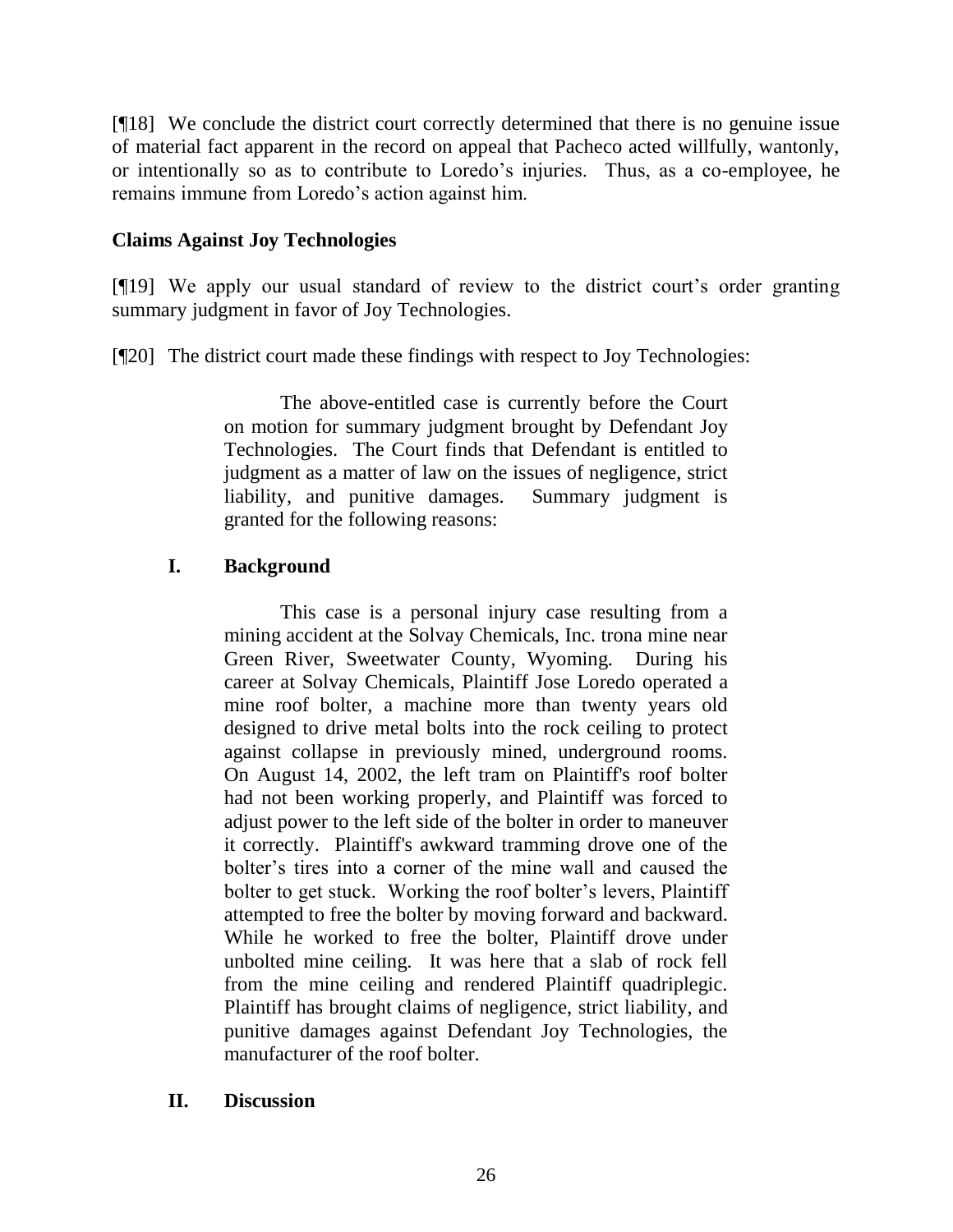[¶18] We conclude the district court correctly determined that there is no genuine issue of material fact apparent in the record on appeal that Pacheco acted willfully, wantonly, or intentionally so as to contribute to Loredo's injuries. Thus, as a co-employee, he remains immune from Loredo's action against him.

**Claims Against Joy Technologies**

[¶19] We apply our usual standard of review to the district court's order granting summary judgment in favor of Joy Technologies.

[¶20] The district court made these findings with respect to Joy Technologies:

> The above-entitled case is currently before the Court on motion for summary judgment brought by Defendant Joy Technologies. The Court finds that Defendant is entitled to judgment as a matter of law on the issues of negligence, strict liability, and punitive damages. Summary judgment is granted for the following reasons:
>
> **I. Background**
>
> This case is a personal injury case resulting from a mining accident at the Solvay Chemicals, Inc. trona mine near Green River, Sweetwater County, Wyoming. During his career at Solvay Chemicals, Plaintiff Jose Loredo operated a mine roof bolter, a machine more than twenty years old designed to drive metal bolts into the rock ceiling to protect against collapse in previously mined, underground rooms. On August 14, 2002, the left tram on Plaintiff's roof bolter had not been working properly, and Plaintiff was forced to adjust power to the left side of the bolter in order to maneuver it correctly. Plaintiff's awkward tramming drove one of the bolter's tires into a corner of the mine wall and caused the bolter to get stuck. Working the roof bolter's levers, Plaintiff attempted to free the bolter by moving forward and backward. While he worked to free the bolter, Plaintiff drove under unbolted mine ceiling. It was here that a slab of rock fell from the mine ceiling and rendered Plaintiff quadriplegic. Plaintiff has brought claims of negligence, strict liability, and punitive damages against Defendant Joy Technologies, the manufacturer of the roof bolter.
>
> **II. Discussion**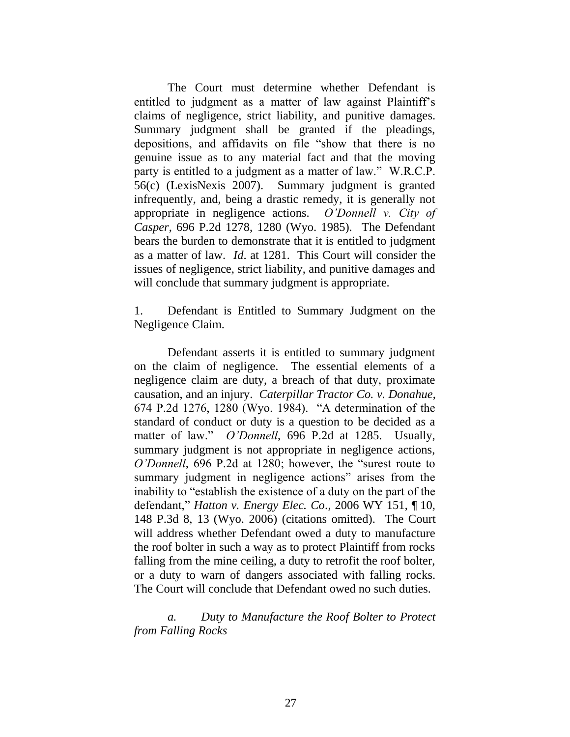The Court must determine whether Defendant is entitled to judgment as a matter of law against Plaintiff's claims of negligence, strict liability, and punitive damages. Summary judgment shall be granted if the pleadings, depositions, and affidavits on file "show that there is no genuine issue as to any material fact and that the moving party is entitled to a judgment as a matter of law." W.R.C.P. 56(c) (LexisNexis 2007). Summary judgment is granted infrequently, and, being a drastic remedy, it is generally not appropriate in negligence actions. *O'Donnell v. City of Casper*, 696 P.2d 1278, 1280 (Wyo. 1985). The Defendant bears the burden to demonstrate that it is entitled to judgment as a matter of law. *Id*. at 1281. This Court will consider the issues of negligence, strict liability, and punitive damages and will conclude that summary judgment is appropriate.

1. Defendant is Entitled to Summary Judgment on the Negligence Claim.

Defendant asserts it is entitled to summary judgment on the claim of negligence. The essential elements of a negligence claim are duty, a breach of that duty, proximate causation, and an injury. *Caterpillar Tractor Co. v. Donahue*, 674 P.2d 1276, 1280 (Wyo. 1984). "A determination of the standard of conduct or duty is a question to be decided as a matter of law." *O'Donnell*, 696 P.2d at 1285. Usually, summary judgment is not appropriate in negligence actions, *O'Donnell*, 696 P.2d at 1280; however, the "surest route to summary judgment in negligence actions" arises from the inability to "establish the existence of a duty on the part of the defendant," *Hatton v. Energy Elec. Co*., 2006 WY 151, ¶ 10, 148 P.3d 8, 13 (Wyo. 2006) (citations omitted). The Court will address whether Defendant owed a duty to manufacture the roof bolter in such a way as to protect Plaintiff from rocks falling from the mine ceiling, a duty to retrofit the roof bolter, or a duty to warn of dangers associated with falling rocks. The Court will conclude that Defendant owed no such duties.

*a. Duty to Manufacture the Roof Bolter to Protect from Falling Rocks*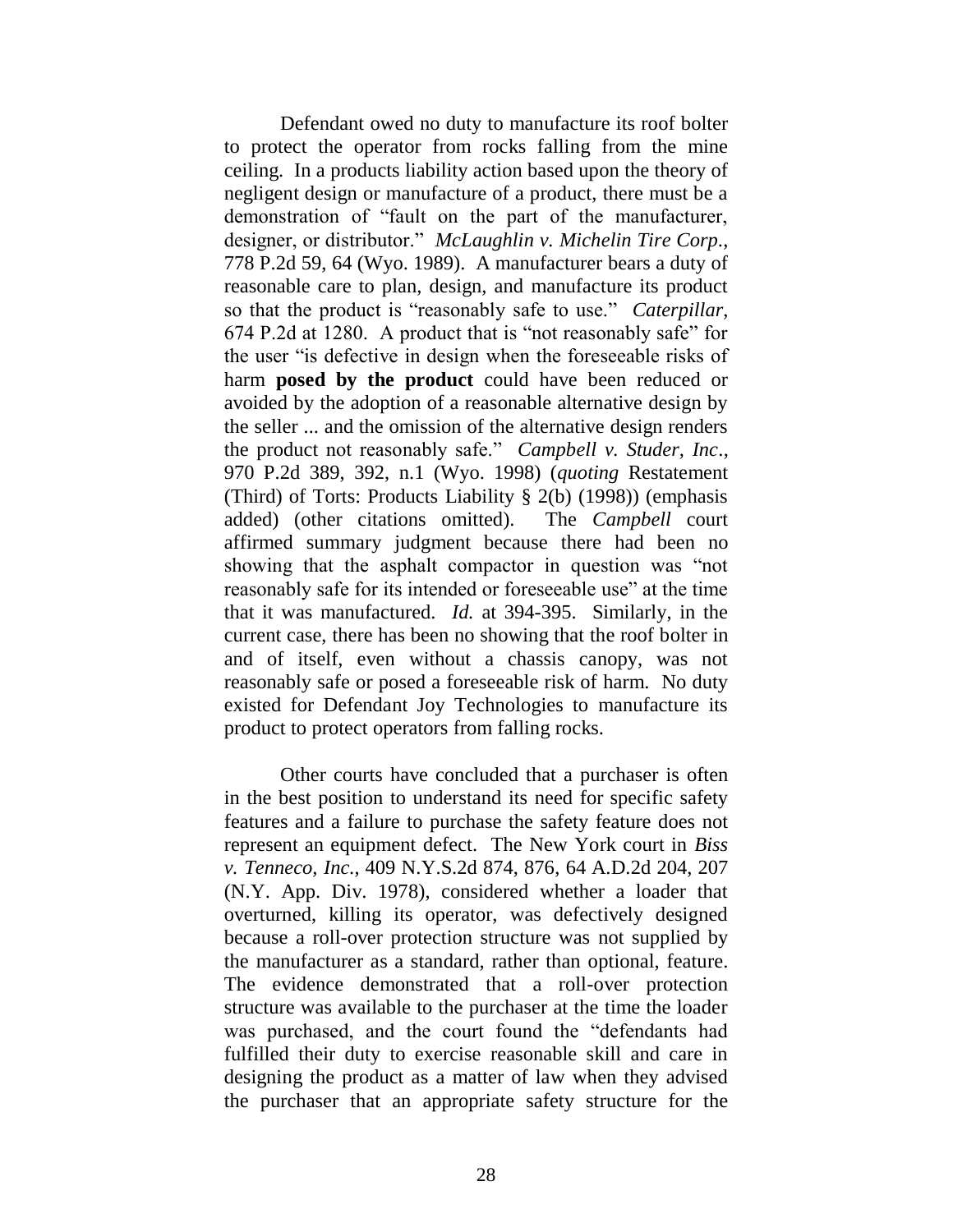Defendant owed no duty to manufacture its roof bolter to protect the operator from rocks falling from the mine ceiling. In a products liability action based upon the theory of negligent design or manufacture of a product, there must be a demonstration of "fault on the part of the manufacturer, designer, or distributor." *McLaughlin v. Michelin Tire Corp.*, 778 P.2d 59, 64 (Wyo. 1989). A manufacturer bears a duty of reasonable care to plan, design, and manufacture its product so that the product is "reasonably safe to use." *Caterpillar*, 674 P.2d at 1280. A product that is "not reasonably safe" for the user "is defective in design when the foreseeable risks of harm **posed by the product** could have been reduced or avoided by the adoption of a reasonable alternative design by the seller ... and the omission of the alternative design renders the product not reasonably safe." *Campbell v. Studer, Inc*., 970 P.2d 389, 392, n.1 (Wyo. 1998) (*quoting* Restatement (Third) of Torts: Products Liability § 2(b) (1998)) (emphasis added) (other citations omitted). The *Campbell* court affirmed summary judgment because there had been no showing that the asphalt compactor in question was "not reasonably safe for its intended or foreseeable use" at the time that it was manufactured. *Id.* at 394-395. Similarly, in the current case, there has been no showing that the roof bolter in and of itself, even without a chassis canopy, was not reasonably safe or posed a foreseeable risk of harm. No duty existed for Defendant Joy Technologies to manufacture its product to protect operators from falling rocks.

Other courts have concluded that a purchaser is often in the best position to understand its need for specific safety features and a failure to purchase the safety feature does not represent an equipment defect. The New York court in *Biss v. Tenneco, Inc.*, 409 N.Y.S.2d 874, 876, 64 A.D.2d 204, 207 (N.Y. App. Div. 1978), considered whether a loader that overturned, killing its operator, was defectively designed because a roll-over protection structure was not supplied by the manufacturer as a standard, rather than optional, feature. The evidence demonstrated that a roll-over protection structure was available to the purchaser at the time the loader was purchased, and the court found the "defendants had fulfilled their duty to exercise reasonable skill and care in designing the product as a matter of law when they advised the purchaser that an appropriate safety structure for the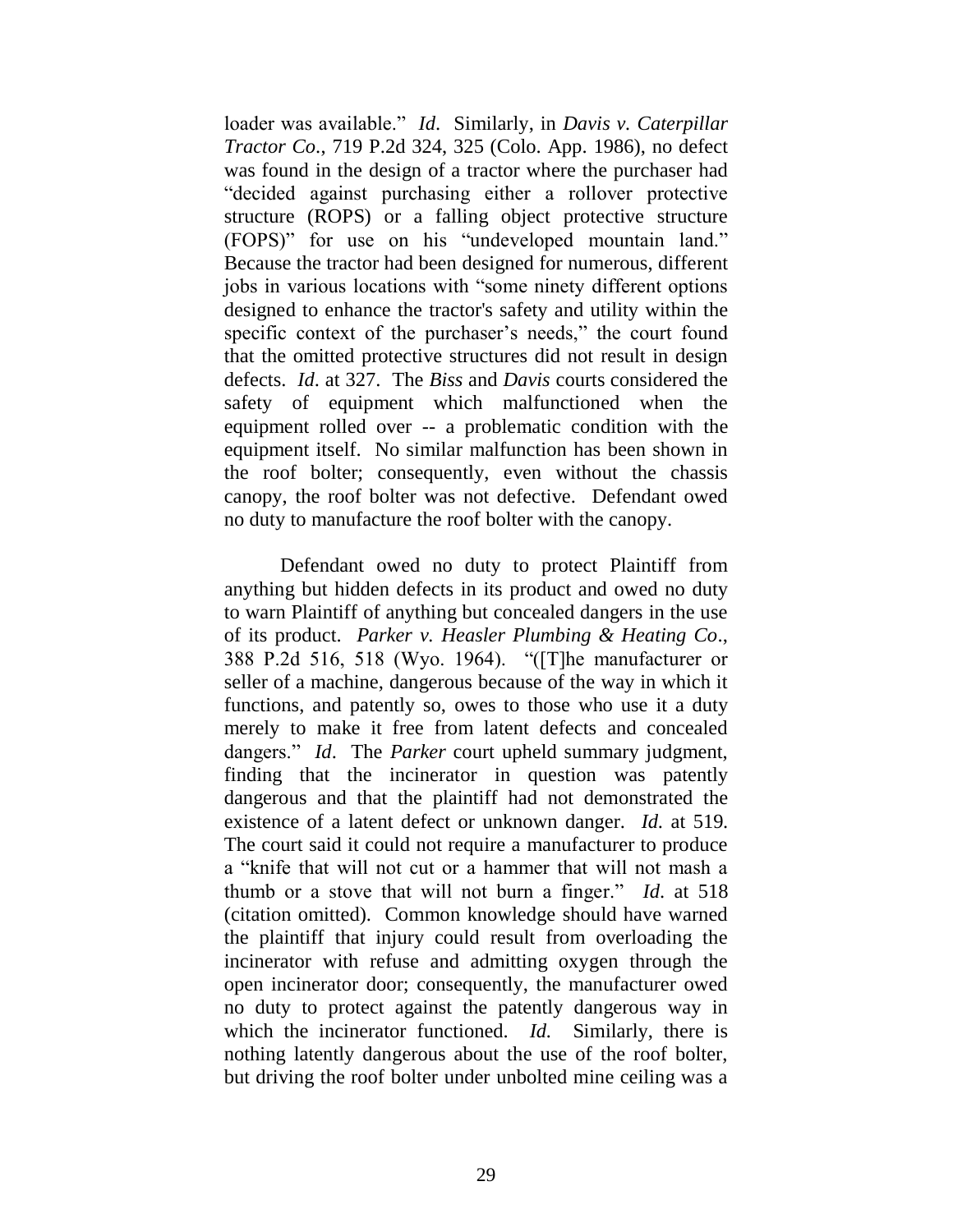loader was available." *Id*. Similarly, in *Davis v. Caterpillar Tractor Co*., 719 P.2d 324, 325 (Colo. App. 1986), no defect was found in the design of a tractor where the purchaser had "decided against purchasing either a rollover protective structure (ROPS) or a falling object protective structure (FOPS)" for use on his "undeveloped mountain land." Because the tractor had been designed for numerous, different jobs in various locations with "some ninety different options designed to enhance the tractor's safety and utility within the specific context of the purchaser's needs," the court found that the omitted protective structures did not result in design defects. *Id*. at 327. The *Biss* and *Davis* courts considered the safety of equipment which malfunctioned when the equipment rolled over -- a problematic condition with the equipment itself. No similar malfunction has been shown in the roof bolter; consequently, even without the chassis canopy, the roof bolter was not defective. Defendant owed no duty to manufacture the roof bolter with the canopy.

Defendant owed no duty to protect Plaintiff from anything but hidden defects in its product and owed no duty to warn Plaintiff of anything but concealed dangers in the use of its product. *Parker v. Heasler Plumbing & Heating Co*., 388 P.2d 516, 518 (Wyo. 1964). "([T]he manufacturer or seller of a machine, dangerous because of the way in which it functions, and patently so, owes to those who use it a duty merely to make it free from latent defects and concealed dangers." *Id*. The *Parker* court upheld summary judgment, finding that the incinerator in question was patently dangerous and that the plaintiff had not demonstrated the existence of a latent defect or unknown danger. *Id.* at 519. The court said it could not require a manufacturer to produce a "knife that will not cut or a hammer that will not mash a thumb or a stove that will not burn a finger." *Id*. at 518 (citation omitted). Common knowledge should have warned the plaintiff that injury could result from overloading the incinerator with refuse and admitting oxygen through the open incinerator door; consequently, the manufacturer owed no duty to protect against the patently dangerous way in which the incinerator functioned. *Id.* Similarly, there is nothing latently dangerous about the use of the roof bolter, but driving the roof bolter under unbolted mine ceiling was a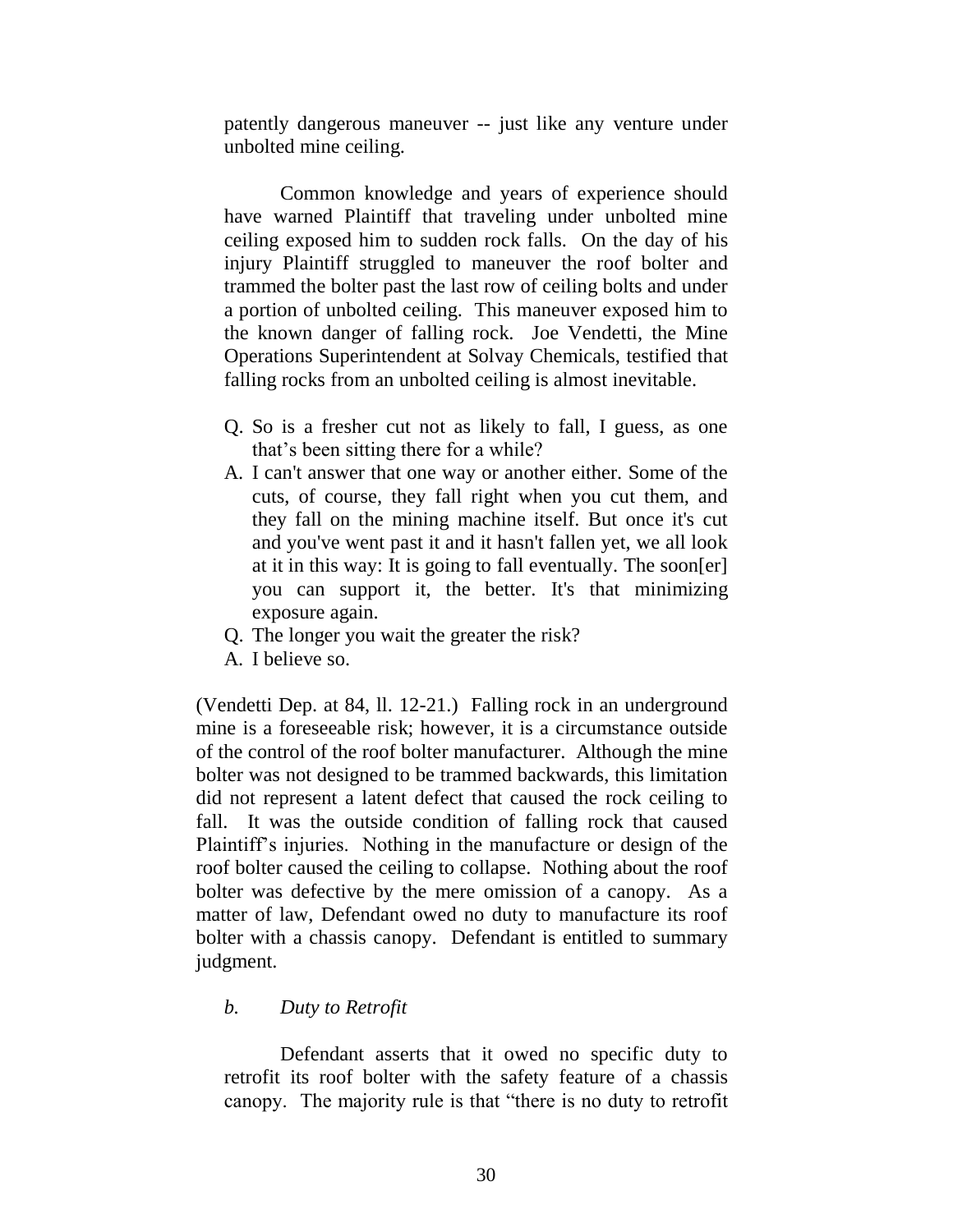patently dangerous maneuver -- just like any venture under unbolted mine ceiling.

Common knowledge and years of experience should have warned Plaintiff that traveling under unbolted mine ceiling exposed him to sudden rock falls. On the day of his injury Plaintiff struggled to maneuver the roof bolter and trammed the bolter past the last row of ceiling bolts and under a portion of unbolted ceiling. This maneuver exposed him to the known danger of falling rock. Joe Vendetti, the Mine Operations Superintendent at Solvay Chemicals, testified that falling rocks from an unbolted ceiling is almost inevitable.

Q. So is a fresher cut not as likely to fall, I guess, as one that's been sitting there for a while?

A. I can't answer that one way or another either. Some of the cuts, of course, they fall right when you cut them, and they fall on the mining machine itself. But once it's cut and you've went past it and it hasn't fallen yet, we all look at it in this way: It is going to fall eventually. The soon[er] you can support it, the better. It's that minimizing exposure again.

Q. The longer you wait the greater the risk?

A. I believe so.

(Vendetti Dep. at 84, ll. 12-21.) Falling rock in an underground mine is a foreseeable risk; however, it is a circumstance outside of the control of the roof bolter manufacturer. Although the mine bolter was not designed to be trammed backwards, this limitation did not represent a latent defect that caused the rock ceiling to fall. It was the outside condition of falling rock that caused Plaintiff's injuries. Nothing in the manufacture or design of the roof bolter caused the ceiling to collapse. Nothing about the roof bolter was defective by the mere omission of a canopy. As a matter of law, Defendant owed no duty to manufacture its roof bolter with a chassis canopy. Defendant is entitled to summary judgment.

*b. Duty to Retrofit*

Defendant asserts that it owed no specific duty to retrofit its roof bolter with the safety feature of a chassis canopy. The majority rule is that "there is no duty to retrofit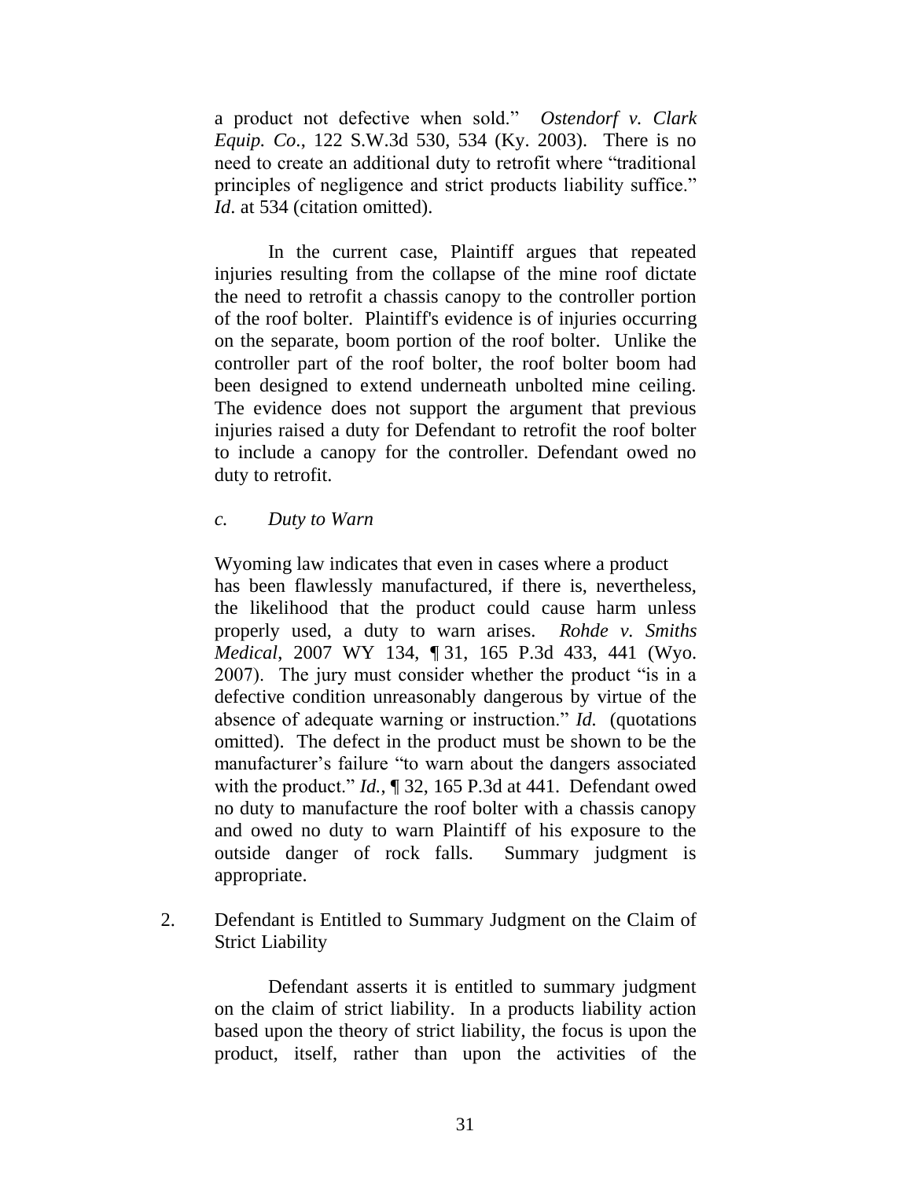a product not defective when sold." *Ostendorf v. Clark Equip. Co*., 122 S.W.3d 530, 534 (Ky. 2003). There is no need to create an additional duty to retrofit where "traditional principles of negligence and strict products liability suffice." *Id*. at 534 (citation omitted).

In the current case, Plaintiff argues that repeated injuries resulting from the collapse of the mine roof dictate the need to retrofit a chassis canopy to the controller portion of the roof bolter. Plaintiff's evidence is of injuries occurring on the separate, boom portion of the roof bolter. Unlike the controller part of the roof bolter, the roof bolter boom had been designed to extend underneath unbolted mine ceiling. The evidence does not support the argument that previous injuries raised a duty for Defendant to retrofit the roof bolter to include a canopy for the controller. Defendant owed no duty to retrofit.

*c. Duty to Warn*

Wyoming law indicates that even in cases where a product has been flawlessly manufactured, if there is, nevertheless, the likelihood that the product could cause harm unless properly used, a duty to warn arises. *Rohde v. Smiths Medical*, 2007 WY 134, ¶ 31, 165 P.3d 433, 441 (Wyo. 2007). The jury must consider whether the product "is in a defective condition unreasonably dangerous by virtue of the absence of adequate warning or instruction." *Id.* (quotations omitted). The defect in the product must be shown to be the manufacturer's failure "to warn about the dangers associated with the product." *Id.*, ¶ 32, 165 P.3d at 441. Defendant owed no duty to manufacture the roof bolter with a chassis canopy and owed no duty to warn Plaintiff of his exposure to the outside danger of rock falls. Summary judgment is appropriate.

2. Defendant is Entitled to Summary Judgment on the Claim of Strict Liability

Defendant asserts it is entitled to summary judgment on the claim of strict liability. In a products liability action based upon the theory of strict liability, the focus is upon the product, itself, rather than upon the activities of the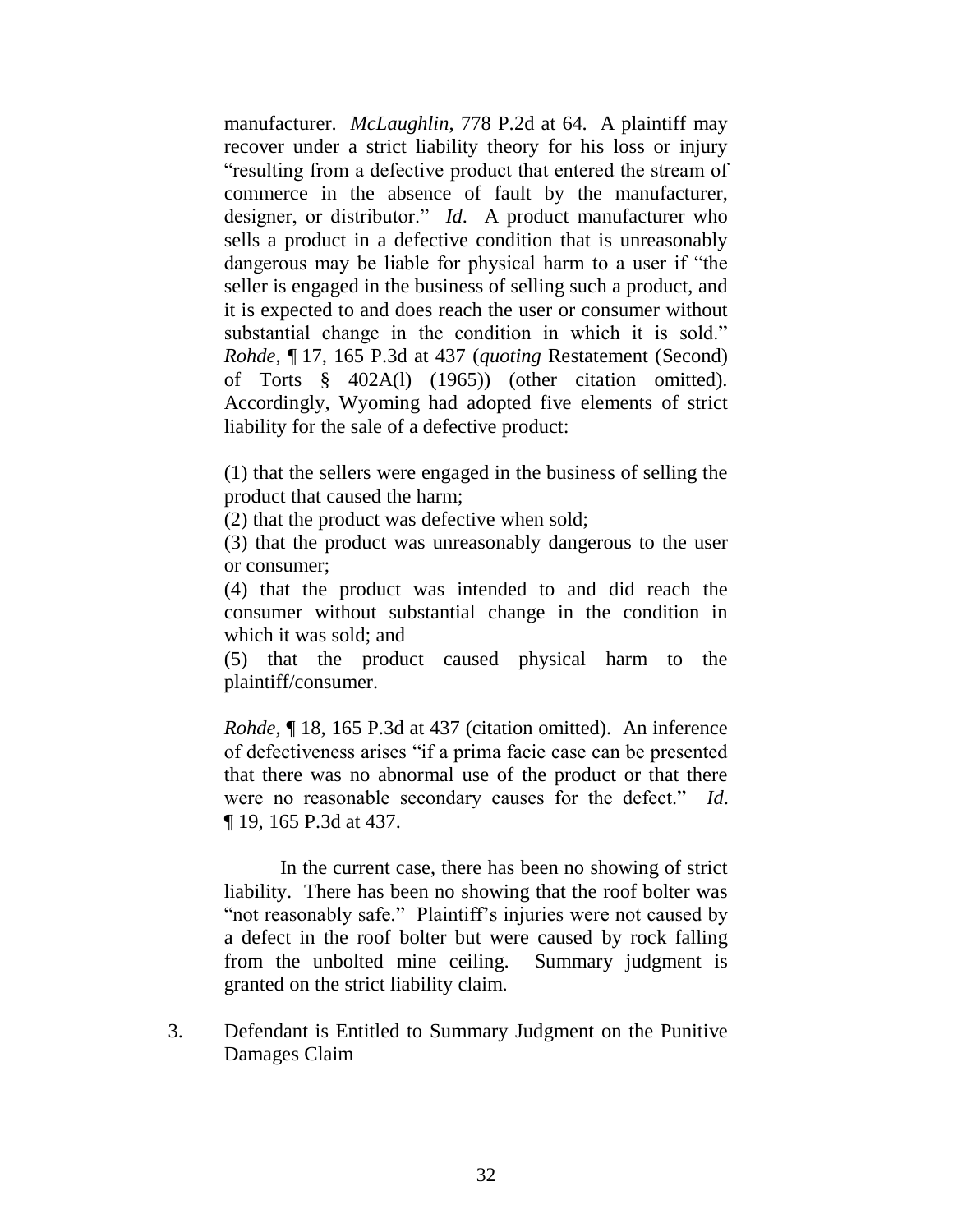manufacturer. *McLaughlin*, 778 P.2d at 64. A plaintiff may recover under a strict liability theory for his loss or injury "resulting from a defective product that entered the stream of commerce in the absence of fault by the manufacturer, designer, or distributor." *Id*. A product manufacturer who sells a product in a defective condition that is unreasonably dangerous may be liable for physical harm to a user if "the seller is engaged in the business of selling such a product, and it is expected to and does reach the user or consumer without substantial change in the condition in which it is sold." *Rohde*, ¶ 17, 165 P.3d at 437 (*quoting* Restatement (Second) of Torts § 402A(l) (1965)) (other citation omitted). Accordingly, Wyoming had adopted five elements of strict liability for the sale of a defective product:

(1) that the sellers were engaged in the business of selling the product that caused the harm;
(2) that the product was defective when sold;
(3) that the product was unreasonably dangerous to the user or consumer;
(4) that the product was intended to and did reach the consumer without substantial change in the condition in which it was sold; and
(5) that the product caused physical harm to the plaintiff/consumer.

*Rohde*, ¶ 18, 165 P.3d at 437 (citation omitted). An inference of defectiveness arises "if a prima facie case can be presented that there was no abnormal use of the product or that there were no reasonable secondary causes for the defect." *Id*. ¶ 19, 165 P.3d at 437.

In the current case, there has been no showing of strict liability. There has been no showing that the roof bolter was "not reasonably safe." Plaintiff's injuries were not caused by a defect in the roof bolter but were caused by rock falling from the unbolted mine ceiling. Summary judgment is granted on the strict liability claim.

3. Defendant is Entitled to Summary Judgment on the Punitive Damages Claim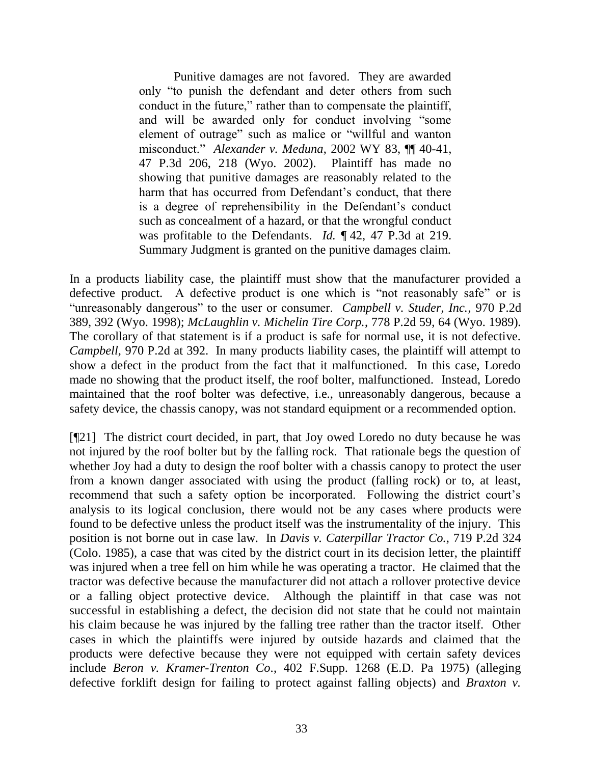> Punitive damages are not favored. They are awarded only "to punish the defendant and deter others from such conduct in the future," rather than to compensate the plaintiff, and will be awarded only for conduct involving "some element of outrage" such as malice or "willful and wanton misconduct." *Alexander v. Meduna*, 2002 WY 83, ¶¶ 40-41, 47 P.3d 206, 218 (Wyo. 2002). Plaintiff has made no showing that punitive damages are reasonably related to the harm that has occurred from Defendant's conduct, that there is a degree of reprehensibility in the Defendant's conduct such as concealment of a hazard, or that the wrongful conduct was profitable to the Defendants. *Id.* ¶ 42, 47 P.3d at 219. Summary Judgment is granted on the punitive damages claim.

In a products liability case, the plaintiff must show that the manufacturer provided a defective product. A defective product is one which is "not reasonably safe" or is "unreasonably dangerous" to the user or consumer. *Campbell v. Studer, Inc.*, 970 P.2d 389, 392 (Wyo. 1998); *McLaughlin v. Michelin Tire Corp.*, 778 P.2d 59, 64 (Wyo. 1989). The corollary of that statement is if a product is safe for normal use, it is not defective. *Campbell*, 970 P.2d at 392. In many products liability cases, the plaintiff will attempt to show a defect in the product from the fact that it malfunctioned. In this case, Loredo made no showing that the product itself, the roof bolter, malfunctioned. Instead, Loredo maintained that the roof bolter was defective, i.e., unreasonably dangerous, because a safety device, the chassis canopy, was not standard equipment or a recommended option.

[¶21] The district court decided, in part, that Joy owed Loredo no duty because he was not injured by the roof bolter but by the falling rock. That rationale begs the question of whether Joy had a duty to design the roof bolter with a chassis canopy to protect the user from a known danger associated with using the product (falling rock) or to, at least, recommend that such a safety option be incorporated. Following the district court's analysis to its logical conclusion, there would not be any cases where products were found to be defective unless the product itself was the instrumentality of the injury. This position is not borne out in case law. In *Davis v. Caterpillar Tractor Co.*, 719 P.2d 324 (Colo. 1985), a case that was cited by the district court in its decision letter, the plaintiff was injured when a tree fell on him while he was operating a tractor. He claimed that the tractor was defective because the manufacturer did not attach a rollover protective device or a falling object protective device. Although the plaintiff in that case was not successful in establishing a defect, the decision did not state that he could not maintain his claim because he was injured by the falling tree rather than the tractor itself. Other cases in which the plaintiffs were injured by outside hazards and claimed that the products were defective because they were not equipped with certain safety devices include *Beron v. Kramer-Trenton Co.*, 402 F.Supp. 1268 (E.D. Pa 1975) (alleging defective forklift design for failing to protect against falling objects) and *Braxton v.*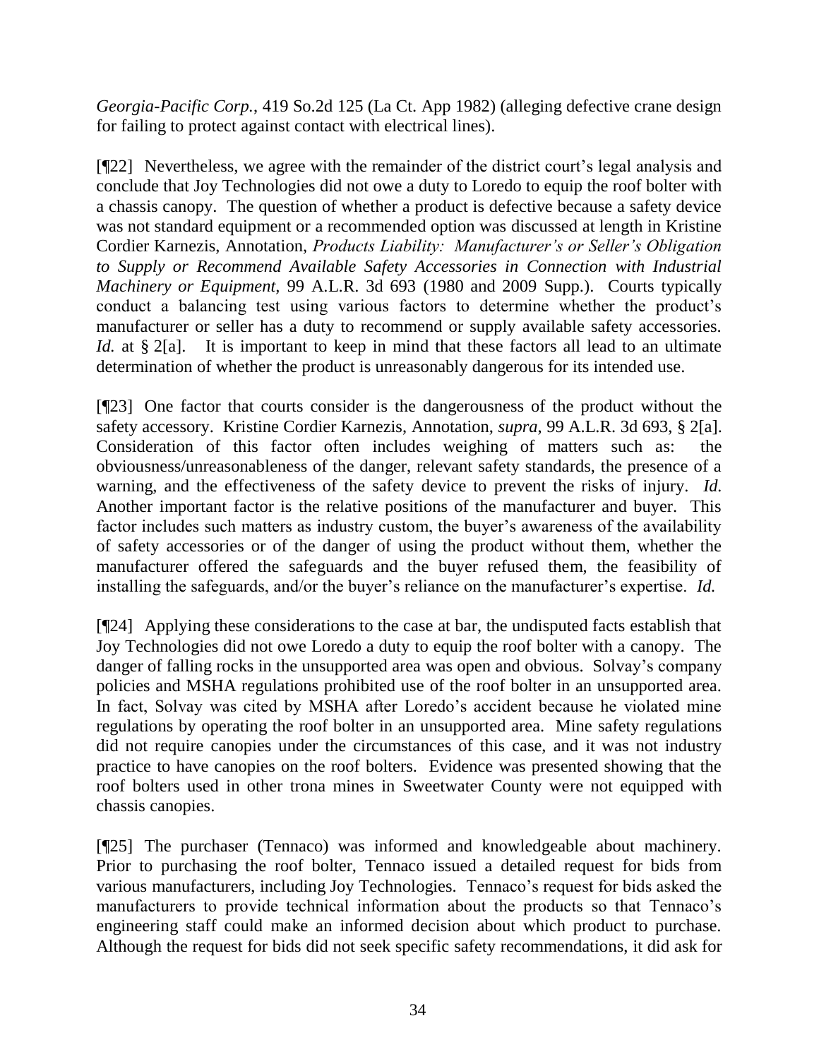*Georgia-Pacific Corp.*, 419 So.2d 125 (La Ct. App 1982) (alleging defective crane design for failing to protect against contact with electrical lines).

[¶22] Nevertheless, we agree with the remainder of the district court's legal analysis and conclude that Joy Technologies did not owe a duty to Loredo to equip the roof bolter with a chassis canopy. The question of whether a product is defective because a safety device was not standard equipment or a recommended option was discussed at length in Kristine Cordier Karnezis, Annotation, *Products Liability: Manufacturer's or Seller's Obligation to Supply or Recommend Available Safety Accessories in Connection with Industrial Machinery or Equipment*, 99 A.L.R. 3d 693 (1980 and 2009 Supp.). Courts typically conduct a balancing test using various factors to determine whether the product's manufacturer or seller has a duty to recommend or supply available safety accessories. *Id.* at § 2[a]. It is important to keep in mind that these factors all lead to an ultimate determination of whether the product is unreasonably dangerous for its intended use.

[¶23] One factor that courts consider is the dangerousness of the product without the safety accessory. Kristine Cordier Karnezis, Annotation, *supra*, 99 A.L.R. 3d 693, § 2[a]. Consideration of this factor often includes weighing of matters such as: the obviousness/unreasonableness of the danger, relevant safety standards, the presence of a warning, and the effectiveness of the safety device to prevent the risks of injury. *Id.* Another important factor is the relative positions of the manufacturer and buyer. This factor includes such matters as industry custom, the buyer's awareness of the availability of safety accessories or of the danger of using the product without them, whether the manufacturer offered the safeguards and the buyer refused them, the feasibility of installing the safeguards, and/or the buyer's reliance on the manufacturer's expertise. *Id.*

[¶24] Applying these considerations to the case at bar, the undisputed facts establish that Joy Technologies did not owe Loredo a duty to equip the roof bolter with a canopy. The danger of falling rocks in the unsupported area was open and obvious. Solvay's company policies and MSHA regulations prohibited use of the roof bolter in an unsupported area. In fact, Solvay was cited by MSHA after Loredo's accident because he violated mine regulations by operating the roof bolter in an unsupported area. Mine safety regulations did not require canopies under the circumstances of this case, and it was not industry practice to have canopies on the roof bolters. Evidence was presented showing that the roof bolters used in other trona mines in Sweetwater County were not equipped with chassis canopies.

[¶25] The purchaser (Tennaco) was informed and knowledgeable about machinery. Prior to purchasing the roof bolter, Tennaco issued a detailed request for bids from various manufacturers, including Joy Technologies. Tennaco's request for bids asked the manufacturers to provide technical information about the products so that Tennaco's engineering staff could make an informed decision about which product to purchase. Although the request for bids did not seek specific safety recommendations, it did ask for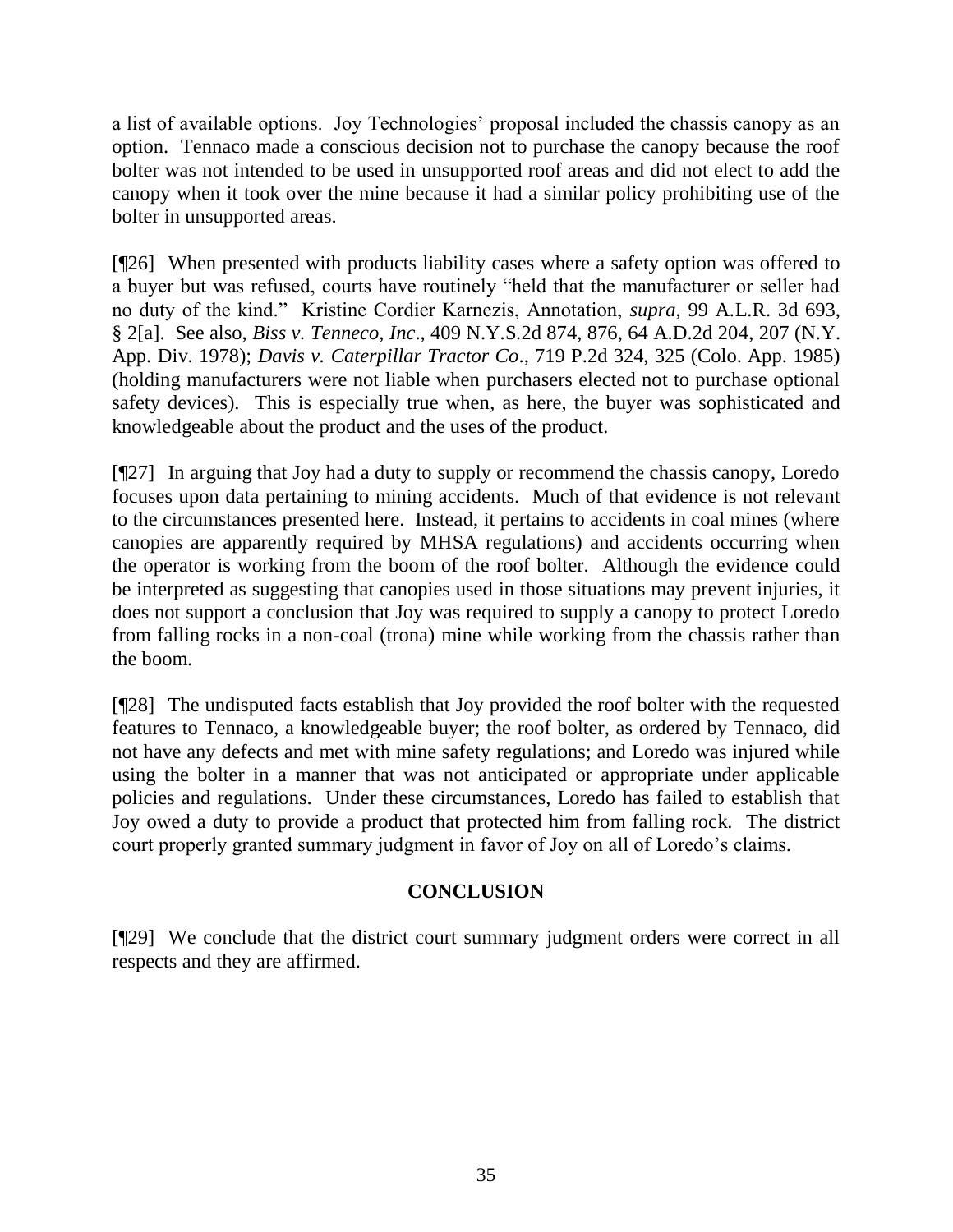a list of available options. Joy Technologies' proposal included the chassis canopy as an option. Tennaco made a conscious decision not to purchase the canopy because the roof bolter was not intended to be used in unsupported roof areas and did not elect to add the canopy when it took over the mine because it had a similar policy prohibiting use of the bolter in unsupported areas.

[¶26] When presented with products liability cases where a safety option was offered to a buyer but was refused, courts have routinely "held that the manufacturer or seller had no duty of the kind." Kristine Cordier Karnezis, Annotation, *supra*, 99 A.L.R. 3d 693, § 2[a]. See also, *Biss v. Tenneco, Inc*., 409 N.Y.S.2d 874, 876, 64 A.D.2d 204, 207 (N.Y. App. Div. 1978); *Davis v. Caterpillar Tractor Co*., 719 P.2d 324, 325 (Colo. App. 1985) (holding manufacturers were not liable when purchasers elected not to purchase optional safety devices). This is especially true when, as here, the buyer was sophisticated and knowledgeable about the product and the uses of the product.

[¶27] In arguing that Joy had a duty to supply or recommend the chassis canopy, Loredo focuses upon data pertaining to mining accidents. Much of that evidence is not relevant to the circumstances presented here. Instead, it pertains to accidents in coal mines (where canopies are apparently required by MHSA regulations) and accidents occurring when the operator is working from the boom of the roof bolter. Although the evidence could be interpreted as suggesting that canopies used in those situations may prevent injuries, it does not support a conclusion that Joy was required to supply a canopy to protect Loredo from falling rocks in a non-coal (trona) mine while working from the chassis rather than the boom.

[¶28] The undisputed facts establish that Joy provided the roof bolter with the requested features to Tennaco, a knowledgeable buyer; the roof bolter, as ordered by Tennaco, did not have any defects and met with mine safety regulations; and Loredo was injured while using the bolter in a manner that was not anticipated or appropriate under applicable policies and regulations. Under these circumstances, Loredo has failed to establish that Joy owed a duty to provide a product that protected him from falling rock. The district court properly granted summary judgment in favor of Joy on all of Loredo's claims.

## CONCLUSION

[¶29] We conclude that the district court summary judgment orders were correct in all respects and they are affirmed.